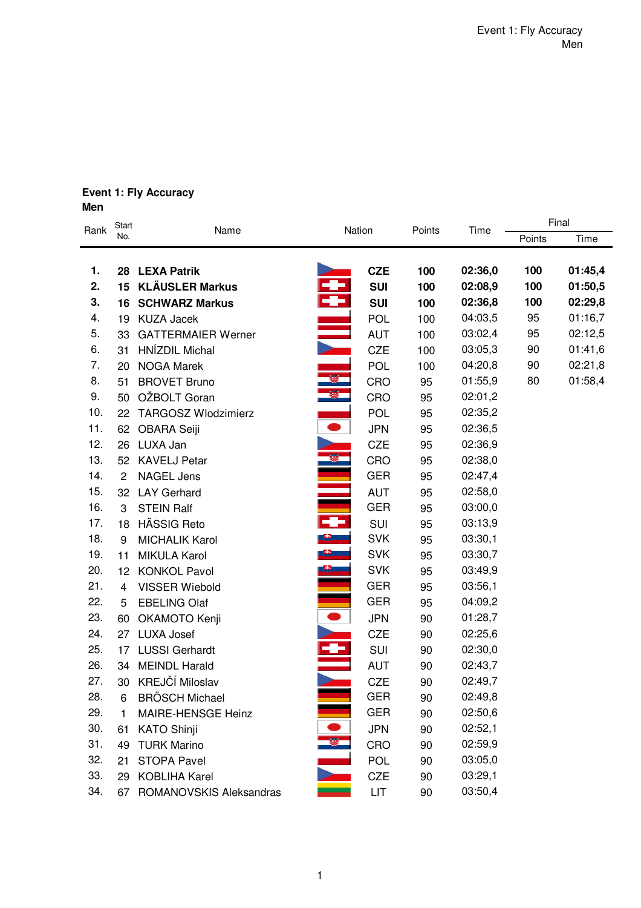## Event 1: Fly Accuracy
### Men

| Rank | Start No. | Name | Nation | Points | Time | Final Points | Final Time |
|---|---|---|---|---|---|---|---|
| **1.** | **28** | **LEXA Patrik** | **CZE** | **100** | **02:36,0** | **100** | **01:45,4** |
| **2.** | **15** | **KLÄUSLER Markus** | **SUI** | **100** | **02:08,9** | **100** | **01:50,5** |
| **3.** | **16** | **SCHWARZ Markus** | **SUI** | **100** | **02:36,8** | **100** | **02:29,8** |
| 4. | 19 | KUZA Jacek | POL | 100 | 04:03,5 | 95 | 01:16,7 |
| 5. | 33 | GATTERMAIER Werner | AUT | 100 | 03:02,4 | 95 | 02:12,5 |
| 6. | 31 | HNÍZDIL Michal | CZE | 100 | 03:05,3 | 90 | 01:41,6 |
| 7. | 20 | NOGA Marek | POL | 100 | 04:20,8 | 90 | 02:21,8 |
| 8. | 51 | BROVET Bruno | CRO | 95 | 01:55,9 | 80 | 01:58,4 |
| 9. | 50 | OŽBOLT Goran | CRO | 95 | 02:01,2 | | |
| 10. | 22 | TARGOSZ Wlodzimierz | POL | 95 | 02:35,2 | | |
| 11. | 62 | OBARA Seiji | JPN | 95 | 02:36,5 | | |
| 12. | 26 | LUXA Jan | CZE | 95 | 02:36,9 | | |
| 13. | 52 | KAVELJ Petar | CRO | 95 | 02:38,0 | | |
| 14. | 2 | NAGEL Jens | GER | 95 | 02:47,4 | | |
| 15. | 32 | LAY Gerhard | AUT | 95 | 02:58,0 | | |
| 16. | 3 | STEIN Ralf | GER | 95 | 03:00,0 | | |
| 17. | 18 | HÄSSIG Reto | SUI | 95 | 03:13,9 | | |
| 18. | 9 | MICHALIK Karol | SVK | 95 | 03:30,1 | | |
| 19. | 11 | MIKULA Karol | SVK | 95 | 03:30,7 | | |
| 20. | 12 | KONKOL Pavol | SVK | 95 | 03:49,9 | | |
| 21. | 4 | VISSER Wiebold | GER | 95 | 03:56,1 | | |
| 22. | 5 | EBELING Olaf | GER | 95 | 04:09,2 | | |
| 23. | 60 | OKAMOTO Kenji | JPN | 90 | 01:28,7 | | |
| 24. | 27 | LUXA Josef | CZE | 90 | 02:25,6 | | |
| 25. | 17 | LUSSI Gerhardt | SUI | 90 | 02:30,0 | | |
| 26. | 34 | MEINDL Harald | AUT | 90 | 02:43,7 | | |
| 27. | 30 | KREJČÍ Miloslav | CZE | 90 | 02:49,7 | | |
| 28. | 6 | BRÖSCH Michael | GER | 90 | 02:49,8 | | |
| 29. | 1 | MAIRE-HENSGE Heinz | GER | 90 | 02:50,6 | | |
| 30. | 61 | KATO Shinji | JPN | 90 | 02:52,1 | | |
| 31. | 49 | TURK Marino | CRO | 90 | 02:59,9 | | |
| 32. | 21 | STOPA Pavel | POL | 90 | 03:05,0 | | |
| 33. | 29 | KOBLIHA Karel | CZE | 90 | 03:29,1 | | |
| 34. | 67 | ROMANOVSKIS Aleksandras | LIT | 90 | 03:50,4 | | |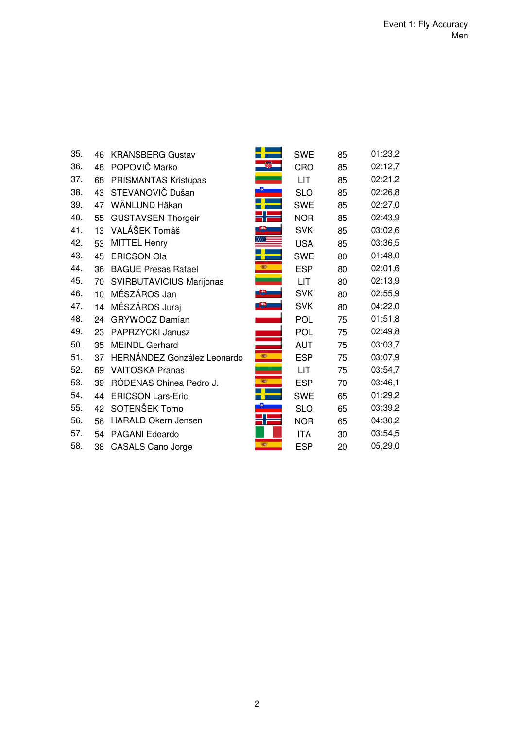Event 1: Fly Accuracy
Men

| | | | | | |
|---|---|---|---|---|---|
| 35. | 46 | KRANSBERG Gustav | SWE | 85 | 01:23,2 |
| 36. | 48 | POPOVIČ Marko | CRO | 85 | 02:12,7 |
| 37. | 68 | PRISMANTAS Kristupas | LIT | 85 | 02:21,2 |
| 38. | 43 | STEVANOVIČ Dušan | SLO | 85 | 02:26,8 |
| 39. | 47 | WÄNLUND Häkan | SWE | 85 | 02:27,0 |
| 40. | 55 | GUSTAVSEN Thorgeir | NOR | 85 | 02:43,9 |
| 41. | 13 | VALÁŠEK Tomáš | SVK | 85 | 03:02,6 |
| 42. | 53 | MITTEL Henry | USA | 85 | 03:36,5 |
| 43. | 45 | ERICSON Ola | SWE | 80 | 01:48,0 |
| 44. | 36 | BAGUE Presas Rafael | ESP | 80 | 02:01,6 |
| 45. | 70 | SVIRBUTAVICIUS Marijonas | LIT | 80 | 02:13,9 |
| 46. | 10 | MÉSZÁROS Jan | SVK | 80 | 02:55,9 |
| 47. | 14 | MÉSZÁROS Juraj | SVK | 80 | 04:22,0 |
| 48. | 24 | GRYWOCZ Damian | POL | 75 | 01:51,8 |
| 49. | 23 | PAPRZYCKI Janusz | POL | 75 | 02:49,8 |
| 50. | 35 | MEINDL Gerhard | AUT | 75 | 03:03,7 |
| 51. | 37 | HERNÁNDEZ González Leonardo | ESP | 75 | 03:07,9 |
| 52. | 69 | VAITOSKA Pranas | LIT | 75 | 03:54,7 |
| 53. | 39 | RÓDENAS Chinea Pedro J. | ESP | 70 | 03:46,1 |
| 54. | 44 | ERICSON Lars-Eric | SWE | 65 | 01:29,2 |
| 55. | 42 | SOTENŠEK Tomo | SLO | 65 | 03:39,2 |
| 56. | 56 | HARALD Okern Jensen | NOR | 65 | 04:30,2 |
| 57. | 54 | PAGANI Edoardo | ITA | 30 | 03:54,5 |
| 58. | 38 | CASALS Cano Jorge | ESP | 20 | 05,29,0 |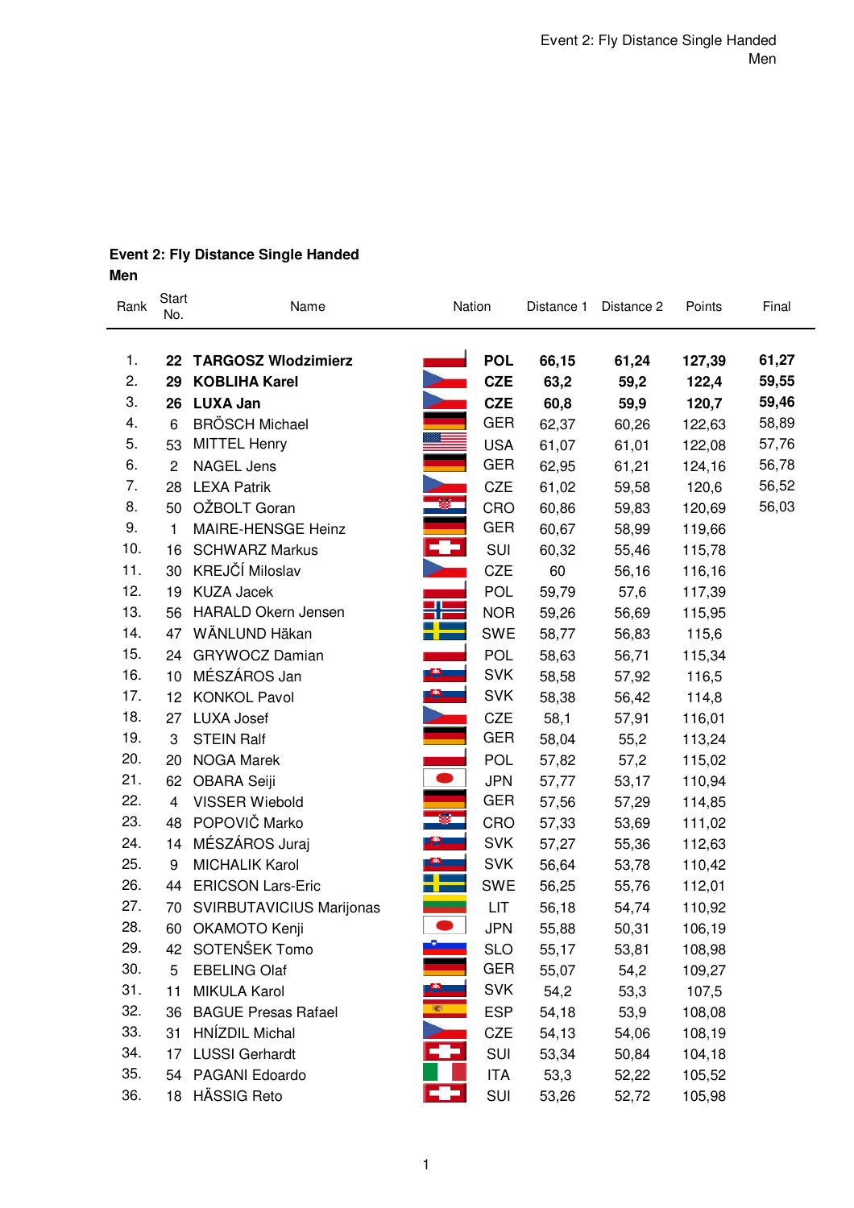**Event 2: Fly Distance Single Handed**
**Men**

| Rank | Start No. | Name | Nation | Distance 1 | Distance 2 | Points | Final |
|---|---|---|---|---|---|---|---|
| 1. | **22** | **TARGOSZ Wlodzimierz** | **POL** | **66,15** | **61,24** | **127,39** | **61,27** |
| 2. | **29** | **KOBLIHA Karel** | **CZE** | **63,2** | **59,2** | **122,4** | **59,55** |
| 3. | **26** | **LUXA Jan** | **CZE** | **60,8** | **59,9** | **120,7** | **59,46** |
| 4. | 6 | BRÖSCH Michael | GER | 62,37 | 60,26 | 122,63 | 58,89 |
| 5. | 53 | MITTEL Henry | USA | 61,07 | 61,01 | 122,08 | 57,76 |
| 6. | 2 | NAGEL Jens | GER | 62,95 | 61,21 | 124,16 | 56,78 |
| 7. | 28 | LEXA Patrik | CZE | 61,02 | 59,58 | 120,6 | 56,52 |
| 8. | 50 | OŽBOLT Goran | CRO | 60,86 | 59,83 | 120,69 | 56,03 |
| 9. | 1 | MAIRE-HENSGE Heinz | GER | 60,67 | 58,99 | 119,66 | |
| 10. | 16 | SCHWARZ Markus | SUI | 60,32 | 55,46 | 115,78 | |
| 11. | 30 | KREJČÍ Miloslav | CZE | 60 | 56,16 | 116,16 | |
| 12. | 19 | KUZA Jacek | POL | 59,79 | 57,6 | 117,39 | |
| 13. | 56 | HARALD Okern Jensen | NOR | 59,26 | 56,69 | 115,95 | |
| 14. | 47 | WÄNLUND Häkan | SWE | 58,77 | 56,83 | 115,6 | |
| 15. | 24 | GRYWOCZ Damian | POL | 58,63 | 56,71 | 115,34 | |
| 16. | 10 | MÉSZÁROS Jan | SVK | 58,58 | 57,92 | 116,5 | |
| 17. | 12 | KONKOL Pavol | SVK | 58,38 | 56,42 | 114,8 | |
| 18. | 27 | LUXA Josef | CZE | 58,1 | 57,91 | 116,01 | |
| 19. | 3 | STEIN Ralf | GER | 58,04 | 55,2 | 113,24 | |
| 20. | 20 | NOGA Marek | POL | 57,82 | 57,2 | 115,02 | |
| 21. | 62 | OBARA Seiji | JPN | 57,77 | 53,17 | 110,94 | |
| 22. | 4 | VISSER Wiebold | GER | 57,56 | 57,29 | 114,85 | |
| 23. | 48 | POPOVIČ Marko | CRO | 57,33 | 53,69 | 111,02 | |
| 24. | 14 | MÉSZÁROS Juraj | SVK | 57,27 | 55,36 | 112,63 | |
| 25. | 9 | MICHALIK Karol | SVK | 56,64 | 53,78 | 110,42 | |
| 26. | 44 | ERICSON Lars-Eric | SWE | 56,25 | 55,76 | 112,01 | |
| 27. | 70 | SVIRBUTAVICIUS Marijonas | LIT | 56,18 | 54,74 | 110,92 | |
| 28. | 60 | OKAMOTO Kenji | JPN | 55,88 | 50,31 | 106,19 | |
| 29. | 42 | SOTENŠEK Tomo | SLO | 55,17 | 53,81 | 108,98 | |
| 30. | 5 | EBELING Olaf | GER | 55,07 | 54,2 | 109,27 | |
| 31. | 11 | MIKULA Karol | SVK | 54,2 | 53,3 | 107,5 | |
| 32. | 36 | BAGUE Presas Rafael | ESP | 54,18 | 53,9 | 108,08 | |
| 33. | 31 | HNÍZDIL Michal | CZE | 54,13 | 54,06 | 108,19 | |
| 34. | 17 | LUSSI Gerhardt | SUI | 53,34 | 50,84 | 104,18 | |
| 35. | 54 | PAGANI Edoardo | ITA | 53,3 | 52,22 | 105,52 | |
| 36. | 18 | HÄSSIG Reto | SUI | 53,26 | 52,72 | 105,98 | |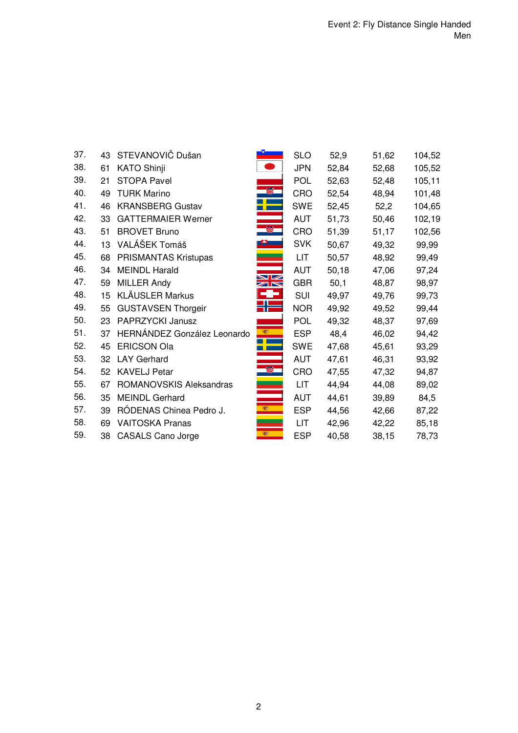Event 2: Fly Distance Single Handed
Men

| | | | | | | |
|---|---|---|---|---|---|---|
| 37. | 43 | STEVANOVIČ Dušan | SLO | 52,9 | 51,62 | 104,52 |
| 38. | 61 | KATO Shinji | JPN | 52,84 | 52,68 | 105,52 |
| 39. | 21 | STOPA Pavel | POL | 52,63 | 52,48 | 105,11 |
| 40. | 49 | TURK Marino | CRO | 52,54 | 48,94 | 101,48 |
| 41. | 46 | KRANSBERG Gustav | SWE | 52,45 | 52,2 | 104,65 |
| 42. | 33 | GATTERMAIER Werner | AUT | 51,73 | 50,46 | 102,19 |
| 43. | 51 | BROVET Bruno | CRO | 51,39 | 51,17 | 102,56 |
| 44. | 13 | VALÁŠEK Tomáš | SVK | 50,67 | 49,32 | 99,99 |
| 45. | 68 | PRISMANTAS Kristupas | LIT | 50,57 | 48,92 | 99,49 |
| 46. | 34 | MEINDL Harald | AUT | 50,18 | 47,06 | 97,24 |
| 47. | 59 | MILLER Andy | GBR | 50,1 | 48,87 | 98,97 |
| 48. | 15 | KLÄUSLER Markus | SUI | 49,97 | 49,76 | 99,73 |
| 49. | 55 | GUSTAVSEN Thorgeir | NOR | 49,92 | 49,52 | 99,44 |
| 50. | 23 | PAPRZYCKI Janusz | POL | 49,32 | 48,37 | 97,69 |
| 51. | 37 | HERNÁNDEZ González Leonardo | ESP | 48,4 | 46,02 | 94,42 |
| 52. | 45 | ERICSON Ola | SWE | 47,68 | 45,61 | 93,29 |
| 53. | 32 | LAY Gerhard | AUT | 47,61 | 46,31 | 93,92 |
| 54. | 52 | KAVELJ Petar | CRO | 47,55 | 47,32 | 94,87 |
| 55. | 67 | ROMANOVSKIS Aleksandras | LIT | 44,94 | 44,08 | 89,02 |
| 56. | 35 | MEINDL Gerhard | AUT | 44,61 | 39,89 | 84,5 |
| 57. | 39 | RÓDENAS Chinea Pedro J. | ESP | 44,56 | 42,66 | 87,22 |
| 58. | 69 | VAITOSKA Pranas | LIT | 42,96 | 42,22 | 85,18 |
| 59. | 38 | CASALS Cano Jorge | ESP | 40,58 | 38,15 | 78,73 |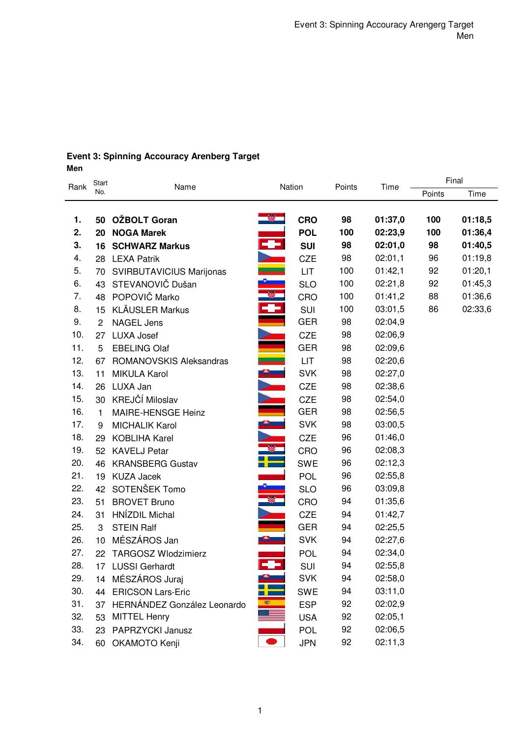## Event 3: Spinning Accouracy Arenberg Target

**Men**

| Rank | Start No. | Name | Nation | Points | Time | Final | |
|---|---|---|---|---|---|---|---|
| | | | | | | Points | Time |
| **1.** | **50** | **OŽBOLT Goran** | **CRO** | **98** | **01:37,0** | **100** | **01:18,5** |
| **2.** | **20** | **NOGA Marek** | **POL** | **100** | **02:23,9** | **100** | **01:36,4** |
| **3.** | **16** | **SCHWARZ Markus** | **SUI** | **98** | **02:01,0** | **98** | **01:40,5** |
| 4. | 28 | LEXA Patrik | CZE | 98 | 02:01,1 | 96 | 01:19,8 |
| 5. | 70 | SVIRBUTAVICIUS Marijonas | LIT | 100 | 01:42,1 | 92 | 01:20,1 |
| 6. | 43 | STEVANOVIČ Dušan | SLO | 100 | 02:21,8 | 92 | 01:45,3 |
| 7. | 48 | POPOVIČ Marko | CRO | 100 | 01:41,2 | 88 | 01:36,6 |
| 8. | 15 | KLÄUSLER Markus | SUI | 100 | 03:01,5 | 86 | 02:33,6 |
| 9. | 2 | NAGEL Jens | GER | 98 | 02:04,9 | | |
| 10. | 27 | LUXA Josef | CZE | 98 | 02:06,9 | | |
| 11. | 5 | EBELING Olaf | GER | 98 | 02:09,6 | | |
| 12. | 67 | ROMANOVSKIS Aleksandras | LIT | 98 | 02:20,6 | | |
| 13. | 11 | MIKULA Karol | SVK | 98 | 02:27,0 | | |
| 14. | 26 | LUXA Jan | CZE | 98 | 02:38,6 | | |
| 15. | 30 | KREJČÍ Miloslav | CZE | 98 | 02:54,0 | | |
| 16. | 1 | MAIRE-HENSGE Heinz | GER | 98 | 02:56,5 | | |
| 17. | 9 | MICHALIK Karol | SVK | 98 | 03:00,5 | | |
| 18. | 29 | KOBLIHA Karel | CZE | 96 | 01:46,0 | | |
| 19. | 52 | KAVELJ Petar | CRO | 96 | 02:08,3 | | |
| 20. | 46 | KRANSBERG Gustav | SWE | 96 | 02:12,3 | | |
| 21. | 19 | KUZA Jacek | POL | 96 | 02:55,8 | | |
| 22. | 42 | SOTENŠEK Tomo | SLO | 96 | 03:09,8 | | |
| 23. | 51 | BROVET Bruno | CRO | 94 | 01:35,6 | | |
| 24. | 31 | HNÍZDIL Michal | CZE | 94 | 01:42,7 | | |
| 25. | 3 | STEIN Ralf | GER | 94 | 02:25,5 | | |
| 26. | 10 | MÉSZÁROS Jan | SVK | 94 | 02:27,6 | | |
| 27. | 22 | TARGOSZ Wlodzimierz | POL | 94 | 02:34,0 | | |
| 28. | 17 | LUSSI Gerhardt | SUI | 94 | 02:55,8 | | |
| 29. | 14 | MÉSZÁROS Juraj | SVK | 94 | 02:58,0 | | |
| 30. | 44 | ERICSON Lars-Eric | SWE | 94 | 03:11,0 | | |
| 31. | 37 | HERNÁNDEZ González Leonardo | ESP | 92 | 02:02,9 | | |
| 32. | 53 | MITTEL Henry | USA | 92 | 02:05,1 | | |
| 33. | 23 | PAPRZYCKI Janusz | POL | 92 | 02:06,5 | | |
| 34. | 60 | OKAMOTO Kenji | JPN | 92 | 02:11,3 | | |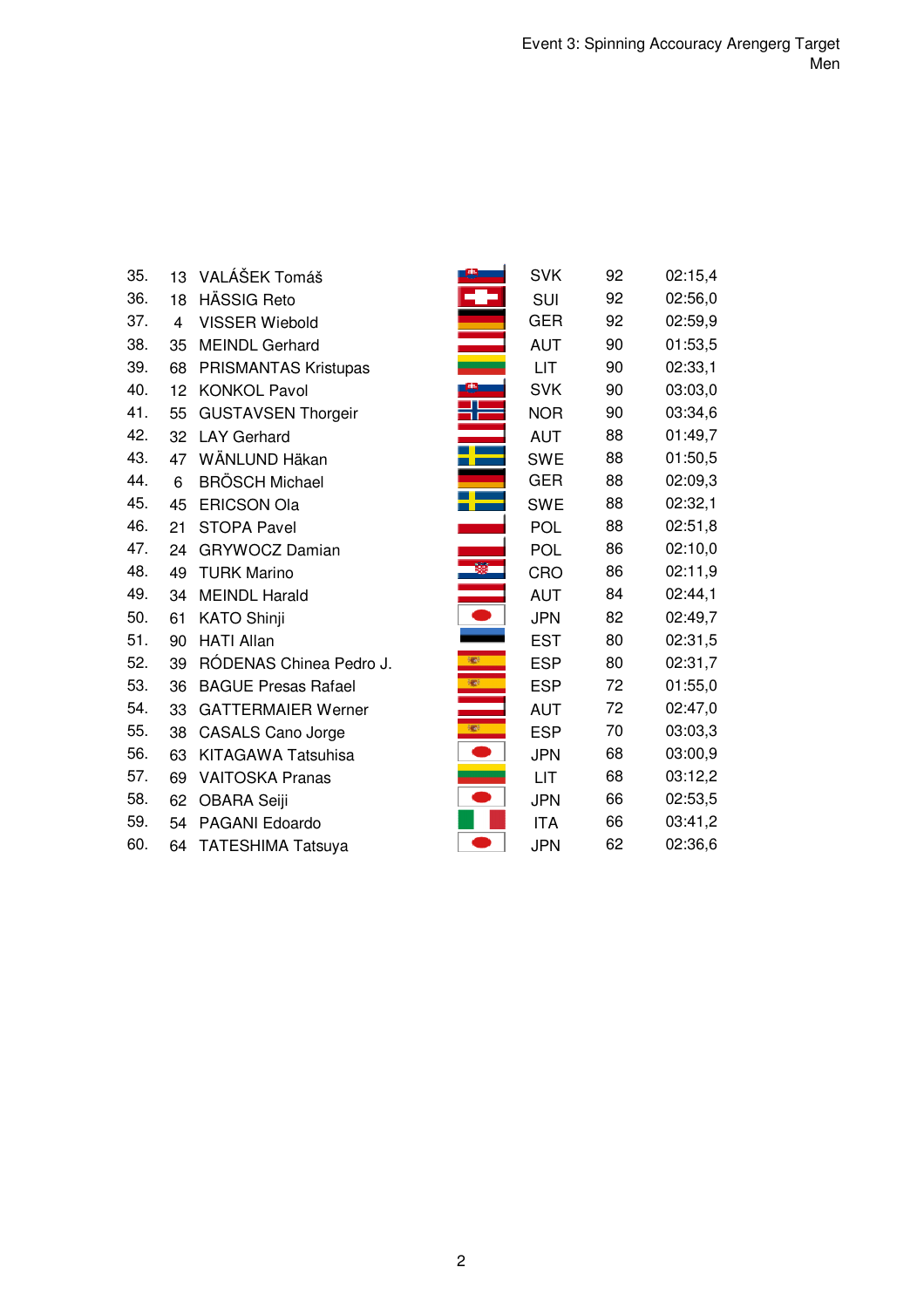Event 3: Spinning Accouracy Arengerg Target
Men

| Rank | No. | Name | Nation | Points | Time |
|---|---|---|---|---|---|
| 35. | 13 | VALÁŠEK Tomáš | SVK | 92 | 02:15,4 |
| 36. | 18 | HÄSSIG Reto | SUI | 92 | 02:56,0 |
| 37. | 4 | VISSER Wiebold | GER | 92 | 02:59,9 |
| 38. | 35 | MEINDL Gerhard | AUT | 90 | 01:53,5 |
| 39. | 68 | PRISMANTAS Kristupas | LIT | 90 | 02:33,1 |
| 40. | 12 | KONKOL Pavol | SVK | 90 | 03:03,0 |
| 41. | 55 | GUSTAVSEN Thorgeir | NOR | 90 | 03:34,6 |
| 42. | 32 | LAY Gerhard | AUT | 88 | 01:49,7 |
| 43. | 47 | WÄNLUND Häkan | SWE | 88 | 01:50,5 |
| 44. | 6 | BRÖSCH Michael | GER | 88 | 02:09,3 |
| 45. | 45 | ERICSON Ola | SWE | 88 | 02:32,1 |
| 46. | 21 | STOPA Pavel | POL | 88 | 02:51,8 |
| 47. | 24 | GRYWOCZ Damian | POL | 86 | 02:10,0 |
| 48. | 49 | TURK Marino | CRO | 86 | 02:11,9 |
| 49. | 34 | MEINDL Harald | AUT | 84 | 02:44,1 |
| 50. | 61 | KATO Shinji | JPN | 82 | 02:49,7 |
| 51. | 90 | HATI Allan | EST | 80 | 02:31,5 |
| 52. | 39 | RÓDENAS Chinea Pedro J. | ESP | 80 | 02:31,7 |
| 53. | 36 | BAGUE Presas Rafael | ESP | 72 | 01:55,0 |
| 54. | 33 | GATTERMAIER Werner | AUT | 72 | 02:47,0 |
| 55. | 38 | CASALS Cano Jorge | ESP | 70 | 03:03,3 |
| 56. | 63 | KITAGAWA Tatsuhisa | JPN | 68 | 03:00,9 |
| 57. | 69 | VAITOSKA Pranas | LIT | 68 | 03:12,2 |
| 58. | 62 | OBARA Seiji | JPN | 66 | 02:53,5 |
| 59. | 54 | PAGANI Edoardo | ITA | 66 | 03:41,2 |
| 60. | 64 | TATESHIMA Tatsuya | JPN | 62 | 02:36,6 |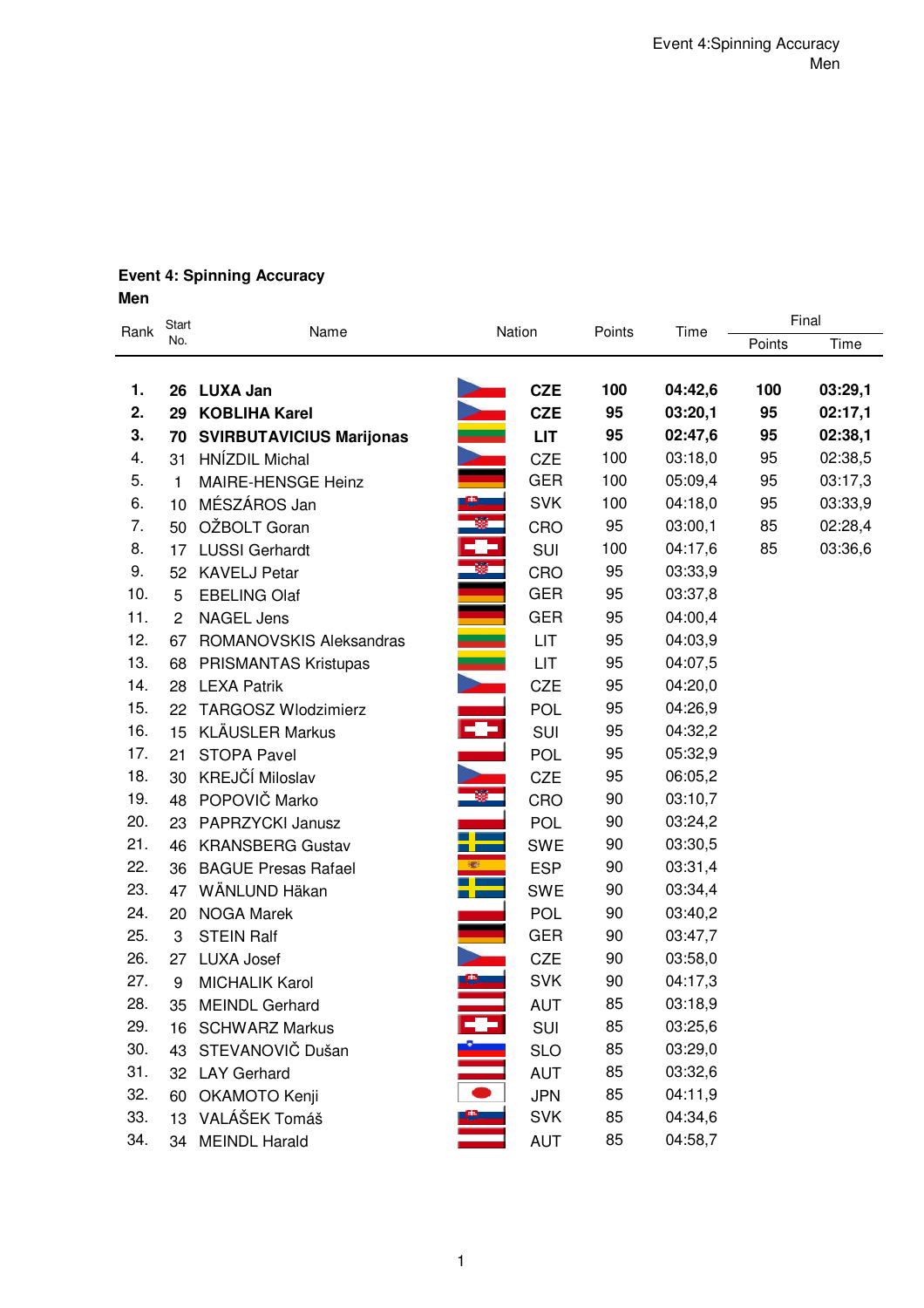## Event 4: Spinning Accuracy
**Men**

| Rank | Start No. | Name | Nation | Points | Time | Final | |
|---|---|---|---|---|---|---|---|
| | | | | | | Points | Time |
| **1.** | **26** | **LUXA Jan** | **CZE** | **100** | **04:42,6** | **100** | **03:29,1** |
| **2.** | **29** | **KOBLIHA Karel** | **CZE** | **95** | **03:20,1** | **95** | **02:17,1** |
| **3.** | **70** | **SVIRBUTAVICIUS Marijonas** | **LIT** | **95** | **02:47,6** | **95** | **02:38,1** |
| 4. | 31 | HNÍZDIL Michal | CZE | 100 | 03:18,0 | 95 | 02:38,5 |
| 5. | 1 | MAIRE-HENSGE Heinz | GER | 100 | 05:09,4 | 95 | 03:17,3 |
| 6. | 10 | MÉSZÁROS Jan | SVK | 100 | 04:18,0 | 95 | 03:33,9 |
| 7. | 50 | OŽBOLT Goran | CRO | 95 | 03:00,1 | 85 | 02:28,4 |
| 8. | 17 | LUSSI Gerhardt | SUI | 100 | 04:17,6 | 85 | 03:36,6 |
| 9. | 52 | KAVELJ Petar | CRO | 95 | 03:33,9 | | |
| 10. | 5 | EBELING Olaf | GER | 95 | 03:37,8 | | |
| 11. | 2 | NAGEL Jens | GER | 95 | 04:00,4 | | |
| 12. | 67 | ROMANOVSKIS Aleksandras | LIT | 95 | 04:03,9 | | |
| 13. | 68 | PRISMANTAS Kristupas | LIT | 95 | 04:07,5 | | |
| 14. | 28 | LEXA Patrik | CZE | 95 | 04:20,0 | | |
| 15. | 22 | TARGOSZ Wlodzimierz | POL | 95 | 04:26,9 | | |
| 16. | 15 | KLÄUSLER Markus | SUI | 95 | 04:32,2 | | |
| 17. | 21 | STOPA Pavel | POL | 95 | 05:32,9 | | |
| 18. | 30 | KREJČÍ Miloslav | CZE | 95 | 06:05,2 | | |
| 19. | 48 | POPOVIČ Marko | CRO | 90 | 03:10,7 | | |
| 20. | 23 | PAPRZYCKI Janusz | POL | 90 | 03:24,2 | | |
| 21. | 46 | KRANSBERG Gustav | SWE | 90 | 03:30,5 | | |
| 22. | 36 | BAGUE Presas Rafael | ESP | 90 | 03:31,4 | | |
| 23. | 47 | WÄNLUND Häkan | SWE | 90 | 03:34,4 | | |
| 24. | 20 | NOGA Marek | POL | 90 | 03:40,2 | | |
| 25. | 3 | STEIN Ralf | GER | 90 | 03:47,7 | | |
| 26. | 27 | LUXA Josef | CZE | 90 | 03:58,0 | | |
| 27. | 9 | MICHALIK Karol | SVK | 90 | 04:17,3 | | |
| 28. | 35 | MEINDL Gerhard | AUT | 85 | 03:18,9 | | |
| 29. | 16 | SCHWARZ Markus | SUI | 85 | 03:25,6 | | |
| 30. | 43 | STEVANOVIČ Dušan | SLO | 85 | 03:29,0 | | |
| 31. | 32 | LAY Gerhard | AUT | 85 | 03:32,6 | | |
| 32. | 60 | OKAMOTO Kenji | JPN | 85 | 04:11,9 | | |
| 33. | 13 | VALÁŠEK Tomáš | SVK | 85 | 04:34,6 | | |
| 34. | 34 | MEINDL Harald | AUT | 85 | 04:58,7 | | |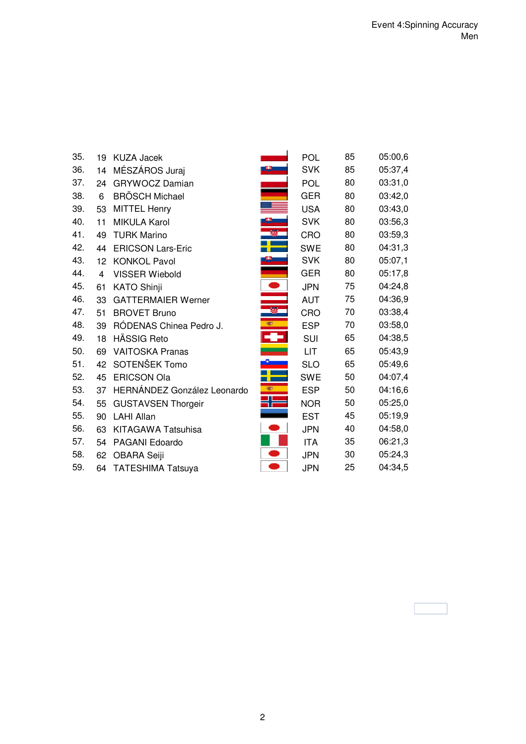Event 4:Spinning Accuracy
Men

| | | | | | |
|---|---|---|---|---|---|
| 35. | 19 | KUZA Jacek | POL | 85 | 05:00,6 |
| 36. | 14 | MÉSZÁROS Juraj | SVK | 85 | 05:37,4 |
| 37. | 24 | GRYWOCZ Damian | POL | 80 | 03:31,0 |
| 38. | 6 | BRÖSCH Michael | GER | 80 | 03:42,0 |
| 39. | 53 | MITTEL Henry | USA | 80 | 03:43,0 |
| 40. | 11 | MIKULA Karol | SVK | 80 | 03:56,3 |
| 41. | 49 | TURK Marino | CRO | 80 | 03:59,3 |
| 42. | 44 | ERICSON Lars-Eric | SWE | 80 | 04:31,3 |
| 43. | 12 | KONKOL Pavol | SVK | 80 | 05:07,1 |
| 44. | 4 | VISSER Wiebold | GER | 80 | 05:17,8 |
| 45. | 61 | KATO Shinji | JPN | 75 | 04:24,8 |
| 46. | 33 | GATTERMAIER Werner | AUT | 75 | 04:36,9 |
| 47. | 51 | BROVET Bruno | CRO | 70 | 03:38,4 |
| 48. | 39 | RÓDENAS Chinea Pedro J. | ESP | 70 | 03:58,0 |
| 49. | 18 | HÄSSIG Reto | SUI | 65 | 04:38,5 |
| 50. | 69 | VAITOSKA Pranas | LIT | 65 | 05:43,9 |
| 51. | 42 | SOTENŠEK Tomo | SLO | 65 | 05:49,6 |
| 52. | 45 | ERICSON Ola | SWE | 50 | 04:07,4 |
| 53. | 37 | HERNÁNDEZ González Leonardo | ESP | 50 | 04:16,6 |
| 54. | 55 | GUSTAVSEN Thorgeir | NOR | 50 | 05:25,0 |
| 55. | 90 | LAHI Allan | EST | 45 | 05:19,9 |
| 56. | 63 | KITAGAWA Tatsuhisa | JPN | 40 | 04:58,0 |
| 57. | 54 | PAGANI Edoardo | ITA | 35 | 06:21,3 |
| 58. | 62 | OBARA Seiji | JPN | 30 | 05:24,3 |
| 59. | 64 | TATESHIMA Tatsuya | JPN | 25 | 04:34,5 |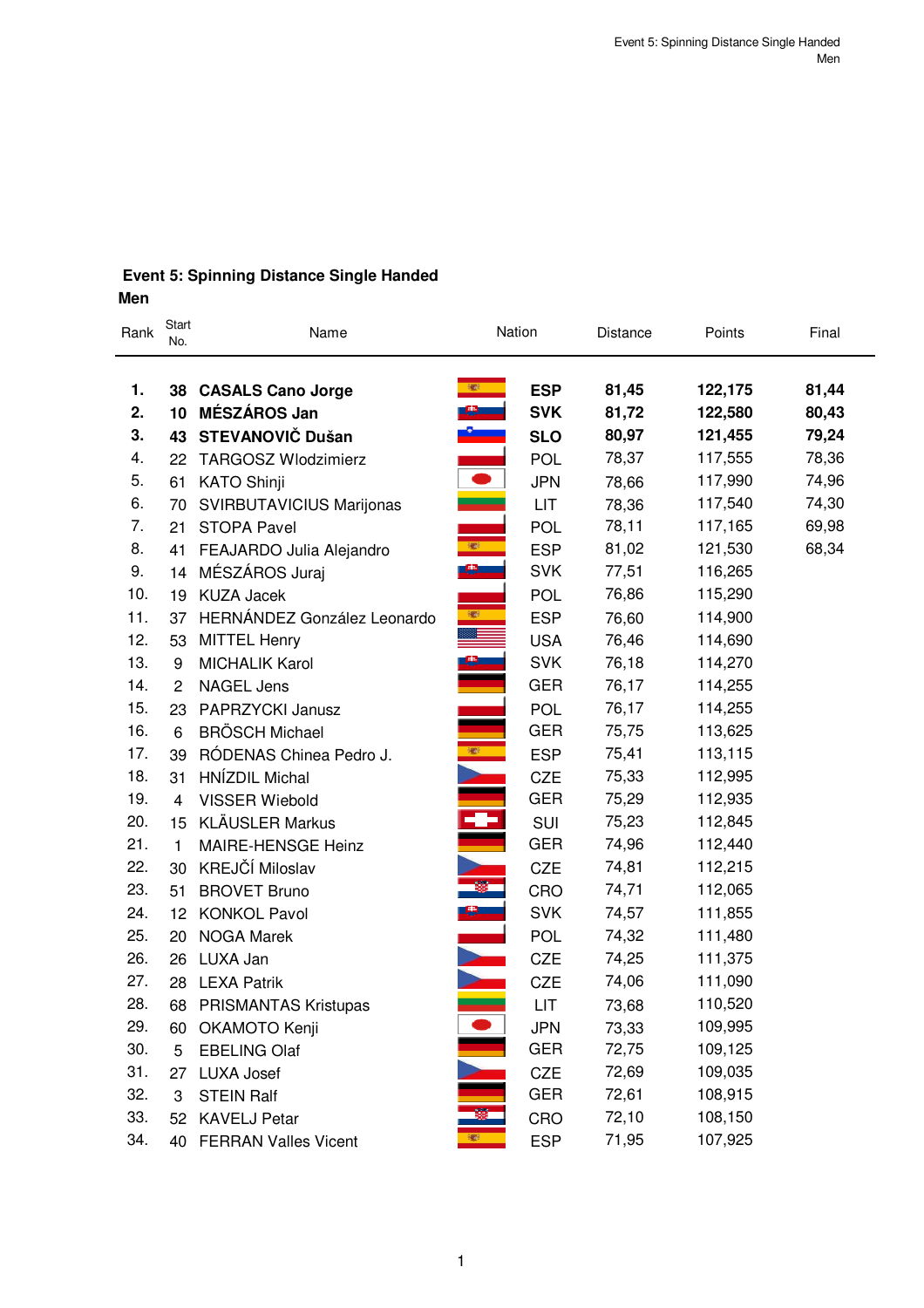## Event 5: Spinning Distance Single Handed

**Men**

| Rank | Start No. | Name | Nation | Distance | Points | Final |
|---|---|---|---|---|---|---|
| **1.** | **38** | **CASALS Cano Jorge** | **ESP** | **81,45** | **122,175** | **81,44** |
| **2.** | **10** | **MÉSZÁROS Jan** | **SVK** | **81,72** | **122,580** | **80,43** |
| **3.** | **43** | **STEVANOVIČ Dušan** | **SLO** | **80,97** | **121,455** | **79,24** |
| 4. | 22 | TARGOSZ Wlodzimierz | POL | 78,37 | 117,555 | 78,36 |
| 5. | 61 | KATO Shinji | JPN | 78,66 | 117,990 | 74,96 |
| 6. | 70 | SVIRBUTAVICIUS Marijonas | LIT | 78,36 | 117,540 | 74,30 |
| 7. | 21 | STOPA Pavel | POL | 78,11 | 117,165 | 69,98 |
| 8. | 41 | FEAJARDO Julia Alejandro | ESP | 81,02 | 121,530 | 68,34 |
| 9. | 14 | MÉSZÁROS Juraj | SVK | 77,51 | 116,265 | |
| 10. | 19 | KUZA Jacek | POL | 76,86 | 115,290 | |
| 11. | 37 | HERNÁNDEZ González Leonardo | ESP | 76,60 | 114,900 | |
| 12. | 53 | MITTEL Henry | USA | 76,46 | 114,690 | |
| 13. | 9 | MICHALIK Karol | SVK | 76,18 | 114,270 | |
| 14. | 2 | NAGEL Jens | GER | 76,17 | 114,255 | |
| 15. | 23 | PAPRZYCKI Janusz | POL | 76,17 | 114,255 | |
| 16. | 6 | BRÖSCH Michael | GER | 75,75 | 113,625 | |
| 17. | 39 | RÓDENAS Chinea Pedro J. | ESP | 75,41 | 113,115 | |
| 18. | 31 | HNÍZDIL Michal | CZE | 75,33 | 112,995 | |
| 19. | 4 | VISSER Wiebold | GER | 75,29 | 112,935 | |
| 20. | 15 | KLÄUSLER Markus | SUI | 75,23 | 112,845 | |
| 21. | 1 | MAIRE-HENSGE Heinz | GER | 74,96 | 112,440 | |
| 22. | 30 | KREJČÍ Miloslav | CZE | 74,81 | 112,215 | |
| 23. | 51 | BROVET Bruno | CRO | 74,71 | 112,065 | |
| 24. | 12 | KONKOL Pavol | SVK | 74,57 | 111,855 | |
| 25. | 20 | NOGA Marek | POL | 74,32 | 111,480 | |
| 26. | 26 | LUXA Jan | CZE | 74,25 | 111,375 | |
| 27. | 28 | LEXA Patrik | CZE | 74,06 | 111,090 | |
| 28. | 68 | PRISMANTAS Kristupas | LIT | 73,68 | 110,520 | |
| 29. | 60 | OKAMOTO Kenji | JPN | 73,33 | 109,995 | |
| 30. | 5 | EBELING Olaf | GER | 72,75 | 109,125 | |
| 31. | 27 | LUXA Josef | CZE | 72,69 | 109,035 | |
| 32. | 3 | STEIN Ralf | GER | 72,61 | 108,915 | |
| 33. | 52 | KAVELJ Petar | CRO | 72,10 | 108,150 | |
| 34. | 40 | FERRAN Valles Vicent | ESP | 71,95 | 107,925 | |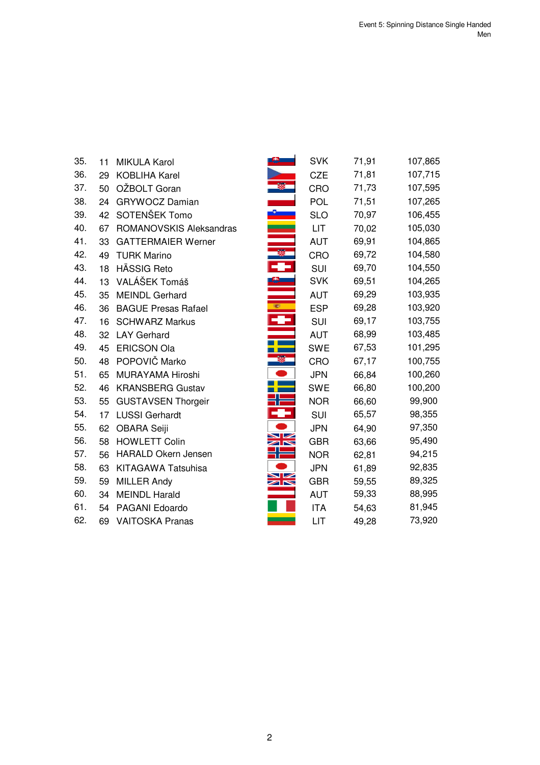Event 5: Spinning Distance Single Handed
Men

| | | | | | |
|---|---|---|---|---|---|
| 35. | 11 | MIKULA Karol | SVK | 71,91 | 107,865 |
| 36. | 29 | KOBLIHA Karel | CZE | 71,81 | 107,715 |
| 37. | 50 | OŽBOLT Goran | CRO | 71,73 | 107,595 |
| 38. | 24 | GRYWOCZ Damian | POL | 71,51 | 107,265 |
| 39. | 42 | SOTENŠEK Tomo | SLO | 70,97 | 106,455 |
| 40. | 67 | ROMANOVSKIS Aleksandras | LIT | 70,02 | 105,030 |
| 41. | 33 | GATTERMAIER Werner | AUT | 69,91 | 104,865 |
| 42. | 49 | TURK Marino | CRO | 69,72 | 104,580 |
| 43. | 18 | HÄSSIG Reto | SUI | 69,70 | 104,550 |
| 44. | 13 | VALÁŠEK Tomáš | SVK | 69,51 | 104,265 |
| 45. | 35 | MEINDL Gerhard | AUT | 69,29 | 103,935 |
| 46. | 36 | BAGUE Presas Rafael | ESP | 69,28 | 103,920 |
| 47. | 16 | SCHWARZ Markus | SUI | 69,17 | 103,755 |
| 48. | 32 | LAY Gerhard | AUT | 68,99 | 103,485 |
| 49. | 45 | ERICSON Ola | SWE | 67,53 | 101,295 |
| 50. | 48 | POPOVIČ Marko | CRO | 67,17 | 100,755 |
| 51. | 65 | MURAYAMA Hiroshi | JPN | 66,84 | 100,260 |
| 52. | 46 | KRANSBERG Gustav | SWE | 66,80 | 100,200 |
| 53. | 55 | GUSTAVSEN Thorgeir | NOR | 66,60 | 99,900 |
| 54. | 17 | LUSSI Gerhardt | SUI | 65,57 | 98,355 |
| 55. | 62 | OBARA Seiji | JPN | 64,90 | 97,350 |
| 56. | 58 | HOWLETT Colin | GBR | 63,66 | 95,490 |
| 57. | 56 | HARALD Okern Jensen | NOR | 62,81 | 94,215 |
| 58. | 63 | KITAGAWA Tatsuhisa | JPN | 61,89 | 92,835 |
| 59. | 59 | MILLER Andy | GBR | 59,55 | 89,325 |
| 60. | 34 | MEINDL Harald | AUT | 59,33 | 88,995 |
| 61. | 54 | PAGANI Edoardo | ITA | 54,63 | 81,945 |
| 62. | 69 | VAITOSKA Pranas | LIT | 49,28 | 73,920 |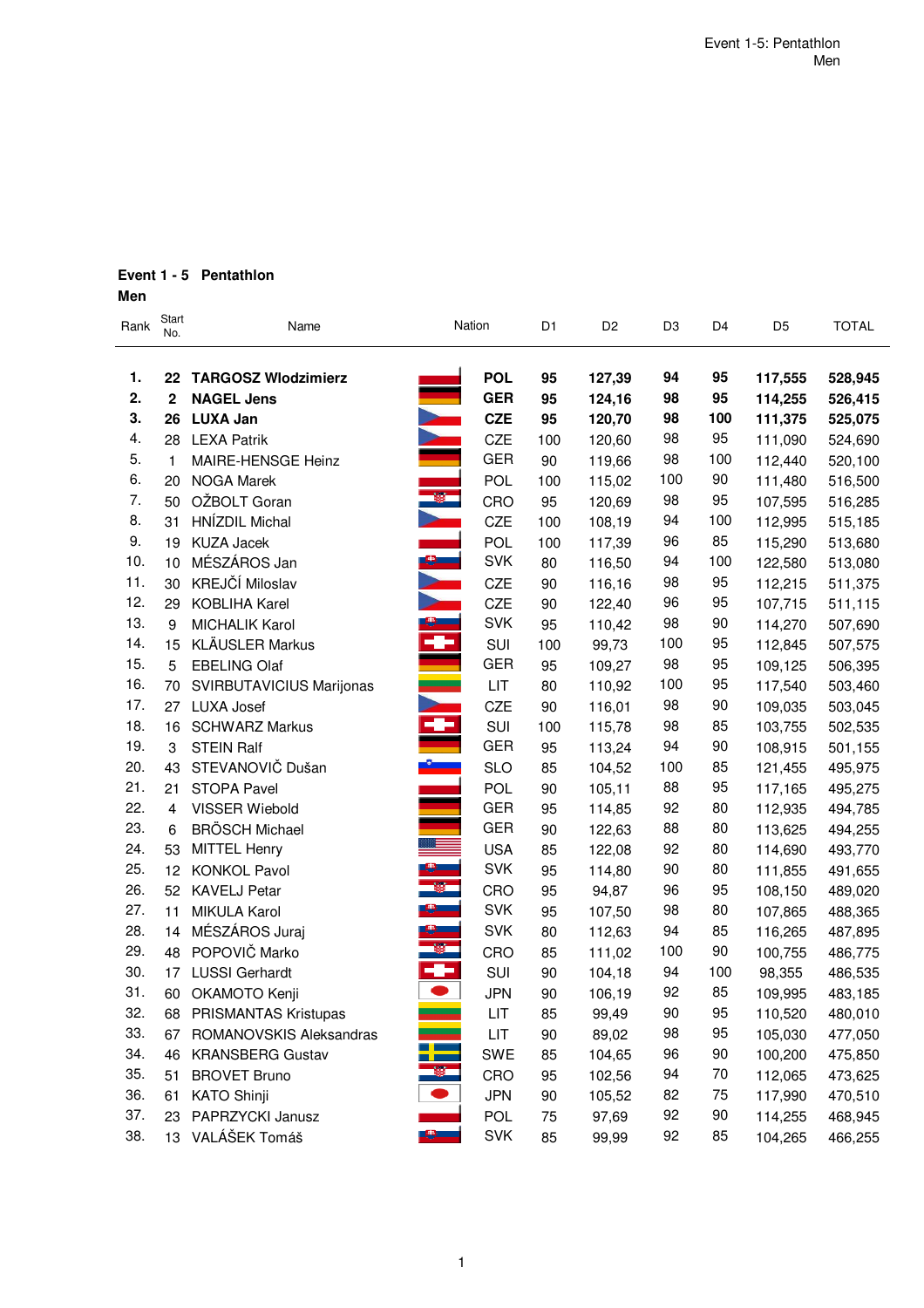## Event 1 - 5 Pentathlon

**Men**

| Rank | Start No. | Name | Nation | D1 | D2 | D3 | D4 | D5 | TOTAL |
|---|---|---|---|---|---|---|---|---|---|
| **1.** | **22** | **TARGOSZ Wlodzimierz** | **POL** | **95** | **127,39** | **94** | **95** | **117,555** | **528,945** |
| **2.** | **2** | **NAGEL Jens** | **GER** | **95** | **124,16** | **98** | **95** | **114,255** | **526,415** |
| **3.** | **26** | **LUXA Jan** | **CZE** | **95** | **120,70** | **98** | **100** | **111,375** | **525,075** |
| 4. | 28 | LEXA Patrik | CZE | 100 | 120,60 | 98 | 95 | 111,090 | 524,690 |
| 5. | 1 | MAIRE-HENSGE Heinz | GER | 90 | 119,66 | 98 | 100 | 112,440 | 520,100 |
| 6. | 20 | NOGA Marek | POL | 100 | 115,02 | 100 | 90 | 111,480 | 516,500 |
| 7. | 50 | OŽBOLT Goran | CRO | 95 | 120,69 | 98 | 95 | 107,595 | 516,285 |
| 8. | 31 | HNÍZDIL Michal | CZE | 100 | 108,19 | 94 | 100 | 112,995 | 515,185 |
| 9. | 19 | KUZA Jacek | POL | 100 | 117,39 | 96 | 85 | 115,290 | 513,680 |
| 10. | 10 | MÉSZÁROS Jan | SVK | 80 | 116,50 | 94 | 100 | 122,580 | 513,080 |
| 11. | 30 | KREJČÍ Miloslav | CZE | 90 | 116,16 | 98 | 95 | 112,215 | 511,375 |
| 12. | 29 | KOBLIHA Karel | CZE | 90 | 122,40 | 96 | 95 | 107,715 | 511,115 |
| 13. | 9 | MICHALIK Karol | SVK | 95 | 110,42 | 98 | 90 | 114,270 | 507,690 |
| 14. | 15 | KLÄUSLER Markus | SUI | 100 | 99,73 | 100 | 95 | 112,845 | 507,575 |
| 15. | 5 | EBELING Olaf | GER | 95 | 109,27 | 98 | 95 | 109,125 | 506,395 |
| 16. | 70 | SVIRBUTAVICIUS Marijonas | LIT | 80 | 110,92 | 100 | 95 | 117,540 | 503,460 |
| 17. | 27 | LUXA Josef | CZE | 90 | 116,01 | 98 | 90 | 109,035 | 503,045 |
| 18. | 16 | SCHWARZ Markus | SUI | 100 | 115,78 | 98 | 85 | 103,755 | 502,535 |
| 19. | 3 | STEIN Ralf | GER | 95 | 113,24 | 94 | 90 | 108,915 | 501,155 |
| 20. | 43 | STEVANOVIČ Dušan | SLO | 85 | 104,52 | 100 | 85 | 121,455 | 495,975 |
| 21. | 21 | STOPA Pavel | POL | 90 | 105,11 | 88 | 95 | 117,165 | 495,275 |
| 22. | 4 | VISSER Wiebold | GER | 95 | 114,85 | 92 | 80 | 112,935 | 494,785 |
| 23. | 6 | BRÖSCH Michael | GER | 90 | 122,63 | 88 | 80 | 113,625 | 494,255 |
| 24. | 53 | MITTEL Henry | USA | 85 | 122,08 | 92 | 80 | 114,690 | 493,770 |
| 25. | 12 | KONKOL Pavol | SVK | 95 | 114,80 | 90 | 80 | 111,855 | 491,655 |
| 26. | 52 | KAVELJ Petar | CRO | 95 | 94,87 | 96 | 95 | 108,150 | 489,020 |
| 27. | 11 | MIKULA Karol | SVK | 95 | 107,50 | 98 | 80 | 107,865 | 488,365 |
| 28. | 14 | MÉSZÁROS Juraj | SVK | 80 | 112,63 | 94 | 85 | 116,265 | 487,895 |
| 29. | 48 | POPOVIČ Marko | CRO | 85 | 111,02 | 100 | 90 | 100,755 | 486,775 |
| 30. | 17 | LUSSI Gerhardt | SUI | 90 | 104,18 | 94 | 100 | 98,355 | 486,535 |
| 31. | 60 | OKAMOTO Kenji | JPN | 90 | 106,19 | 92 | 85 | 109,995 | 483,185 |
| 32. | 68 | PRISMANTAS Kristupas | LIT | 85 | 99,49 | 90 | 95 | 110,520 | 480,010 |
| 33. | 67 | ROMANOVSKIS Aleksandras | LIT | 90 | 89,02 | 98 | 95 | 105,030 | 477,050 |
| 34. | 46 | KRANSBERG Gustav | SWE | 85 | 104,65 | 96 | 90 | 100,200 | 475,850 |
| 35. | 51 | BROVET Bruno | CRO | 95 | 102,56 | 94 | 70 | 112,065 | 473,625 |
| 36. | 61 | KATO Shinji | JPN | 90 | 105,52 | 82 | 75 | 117,990 | 470,510 |
| 37. | 23 | PAPRZYCKI Janusz | POL | 75 | 97,69 | 92 | 90 | 114,255 | 468,945 |
| 38. | 13 | VALÁŠEK Tomáš | SVK | 85 | 99,99 | 92 | 85 | 104,265 | 466,255 |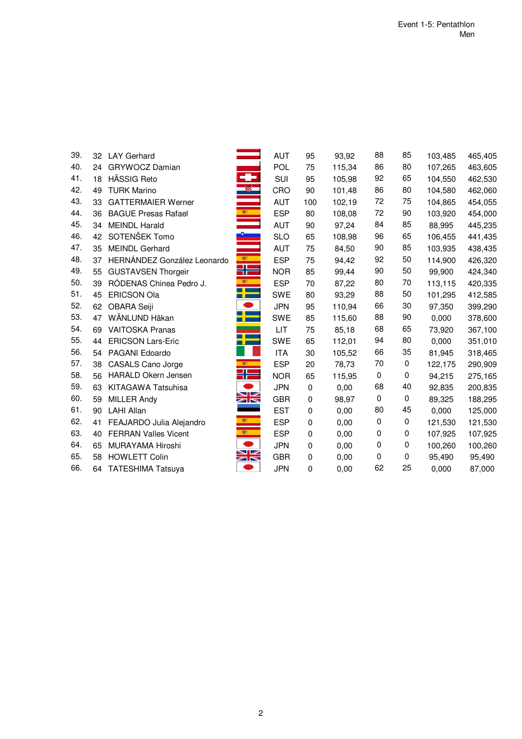Event 1-5: Pentathlon
Men

| | | | | | | | | | | |
|---|---|---|---|---|---|---|---|---|---|---|
| 39. | 32 | LAY Gerhard | AUT | 95 | 93,92 | 88 | 85 | 103,485 | 465,405 |
| 40. | 24 | GRYWOCZ Damian | POL | 75 | 115,34 | 86 | 80 | 107,265 | 463,605 |
| 41. | 18 | HÄSSIG Reto | SUI | 95 | 105,98 | 92 | 65 | 104,550 | 462,530 |
| 42. | 49 | TURK Marino | CRO | 90 | 101,48 | 86 | 80 | 104,580 | 462,060 |
| 43. | 33 | GATTERMAIER Werner | AUT | 100 | 102,19 | 72 | 75 | 104,865 | 454,055 |
| 44. | 36 | BAGUE Presas Rafael | ESP | 80 | 108,08 | 72 | 90 | 103,920 | 454,000 |
| 45. | 34 | MEINDL Harald | AUT | 90 | 97,24 | 84 | 85 | 88,995 | 445,235 |
| 46. | 42 | SOTENŠEK Tomo | SLO | 65 | 108,98 | 96 | 65 | 106,455 | 441,435 |
| 47. | 35 | MEINDL Gerhard | AUT | 75 | 84,50 | 90 | 85 | 103,935 | 438,435 |
| 48. | 37 | HERNÁNDEZ González Leonardo | ESP | 75 | 94,42 | 92 | 50 | 114,900 | 426,320 |
| 49. | 55 | GUSTAVSEN Thorgeir | NOR | 85 | 99,44 | 90 | 50 | 99,900 | 424,340 |
| 50. | 39 | RÓDENAS Chinea Pedro J. | ESP | 70 | 87,22 | 80 | 70 | 113,115 | 420,335 |
| 51. | 45 | ERICSON Ola | SWE | 80 | 93,29 | 88 | 50 | 101,295 | 412,585 |
| 52. | 62 | OBARA Seiji | JPN | 95 | 110,94 | 66 | 30 | 97,350 | 399,290 |
| 53. | 47 | WÄNLUND Häkan | SWE | 85 | 115,60 | 88 | 90 | 0,000 | 378,600 |
| 54. | 69 | VAITOSKA Pranas | LIT | 75 | 85,18 | 68 | 65 | 73,920 | 367,100 |
| 55. | 44 | ERICSON Lars-Eric | SWE | 65 | 112,01 | 94 | 80 | 0,000 | 351,010 |
| 56. | 54 | PAGANI Edoardo | ITA | 30 | 105,52 | 66 | 35 | 81,945 | 318,465 |
| 57. | 38 | CASALS Cano Jorge | ESP | 20 | 78,73 | 70 | 0 | 122,175 | 290,909 |
| 58. | 56 | HARALD Okern Jensen | NOR | 65 | 115,95 | 0 | 0 | 94,215 | 275,165 |
| 59. | 63 | KITAGAWA Tatsuhisa | JPN | 0 | 0,00 | 68 | 40 | 92,835 | 200,835 |
| 60. | 59 | MILLER Andy | GBR | 0 | 98,97 | 0 | 0 | 89,325 | 188,295 |
| 61. | 90 | LAHI Allan | EST | 0 | 0,00 | 80 | 45 | 0,000 | 125,000 |
| 62. | 41 | FEAJARDO Julia Alejandro | ESP | 0 | 0,00 | 0 | 0 | 121,530 | 121,530 |
| 63. | 40 | FERRAN Valles Vicent | ESP | 0 | 0,00 | 0 | 0 | 107,925 | 107,925 |
| 64. | 65 | MURAYAMA Hiroshi | JPN | 0 | 0,00 | 0 | 0 | 100,260 | 100,260 |
| 65. | 58 | HOWLETT Colin | GBR | 0 | 0,00 | 0 | 0 | 95,490 | 95,490 |
| 66. | 64 | TATESHIMA Tatsuya | JPN | 0 | 0,00 | 62 | 25 | 0,000 | 87,000 |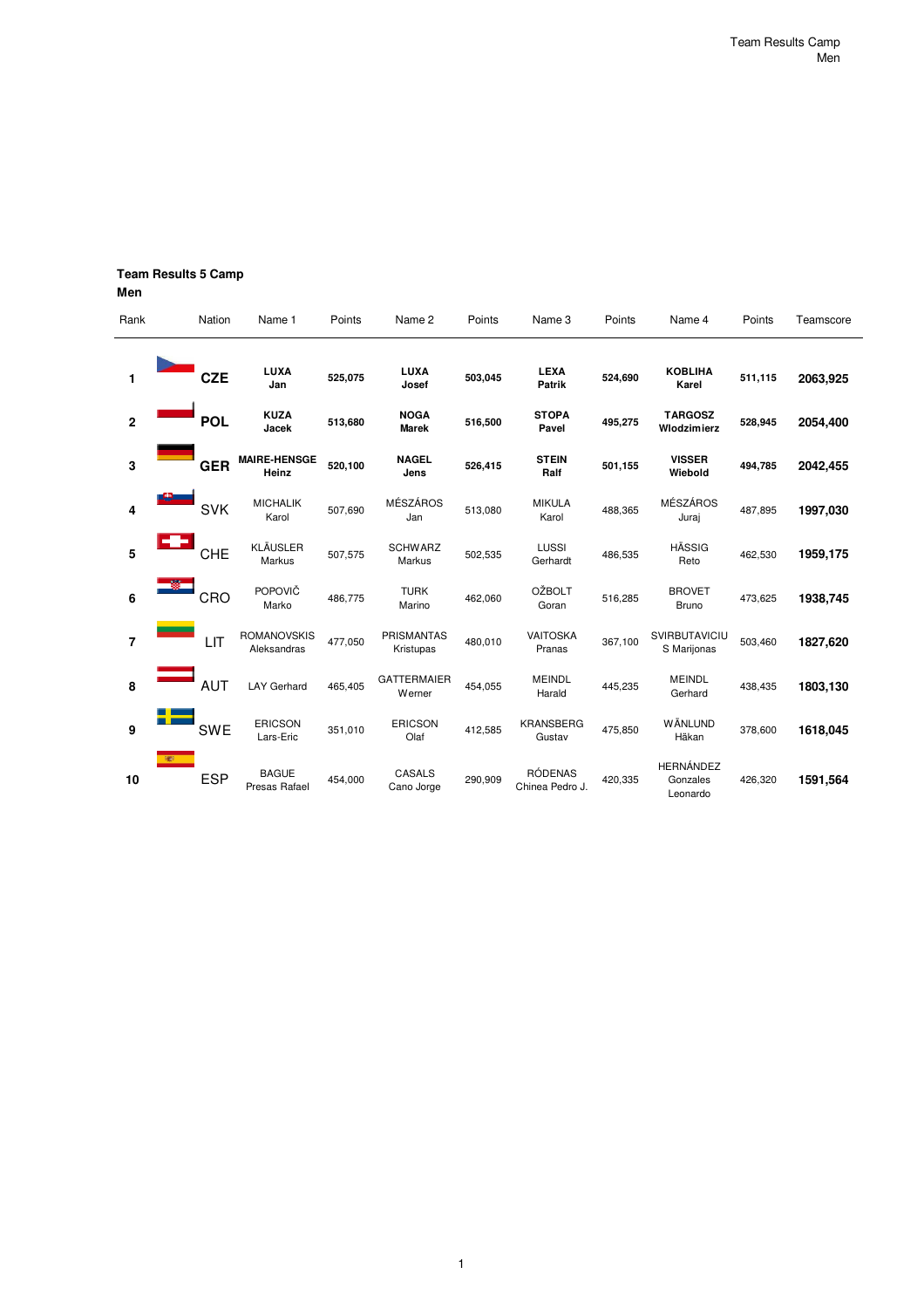## Team Results 5 Camp

**Men**

| Rank | Nation | Name 1 | Points | Name 2 | Points | Name 3 | Points | Name 4 | Points | Teamscore |
|---|---|---|---|---|---|---|---|---|---|---|
| **1** | **CZE** | **LUXA Jan** | **525,075** | **LUXA Josef** | **503,045** | **LEXA Patrik** | **524,690** | **KOBLIHA Karel** | **511,115** | **2063,925** |
| **2** | **POL** | **KUZA Jacek** | **513,680** | **NOGA Marek** | **516,500** | **STOPA Pavel** | **495,275** | **TARGOSZ Wlodzimierz** | **528,945** | **2054,400** |
| **3** | **GER** | **MAIRE-HENSGE Heinz** | **520,100** | **NAGEL Jens** | **526,415** | **STEIN Ralf** | **501,155** | **VISSER Wiebold** | **494,785** | **2042,455** |
| **4** | SVK | MICHALIK Karol | 507,690 | MÉSZÁROS Jan | 513,080 | MIKULA Karol | 488,365 | MÉSZÁROS Juraj | 487,895 | **1997,030** |
| **5** | CHE | KLÄUSLER Markus | 507,575 | SCHWARZ Markus | 502,535 | LUSSI Gerhardt | 486,535 | HÄSSIG Reto | 462,530 | **1959,175** |
| **6** | CRO | POPOVIČ Marko | 486,775 | TURK Marino | 462,060 | OŽBOLT Goran | 516,285 | BROVET Bruno | 473,625 | **1938,745** |
| **7** | LIT | ROMANOVSKIS Aleksandras | 477,050 | PRISMANTAS Kristupas | 480,010 | VAITOSKA Pranas | 367,100 | SVIRBUTAVICIU S Marijonas | 503,460 | **1827,620** |
| **8** | AUT | LAY Gerhard | 465,405 | GATTERMAIER Werner | 454,055 | MEINDL Harald | 445,235 | MEINDL Gerhard | 438,435 | **1803,130** |
| **9** | SWE | ERICSON Lars-Eric | 351,010 | ERICSON Olaf | 412,585 | KRANSBERG Gustav | 475,850 | WÄNLUND Håkan | 378,600 | **1618,045** |
| **10** | ESP | BAGUE Presas Rafael | 454,000 | CASALS Cano Jorge | 290,909 | RÓDENAS Chinea Pedro J. | 420,335 | HERNÁNDEZ Gonzales Leonardo | 426,320 | **1591,564** |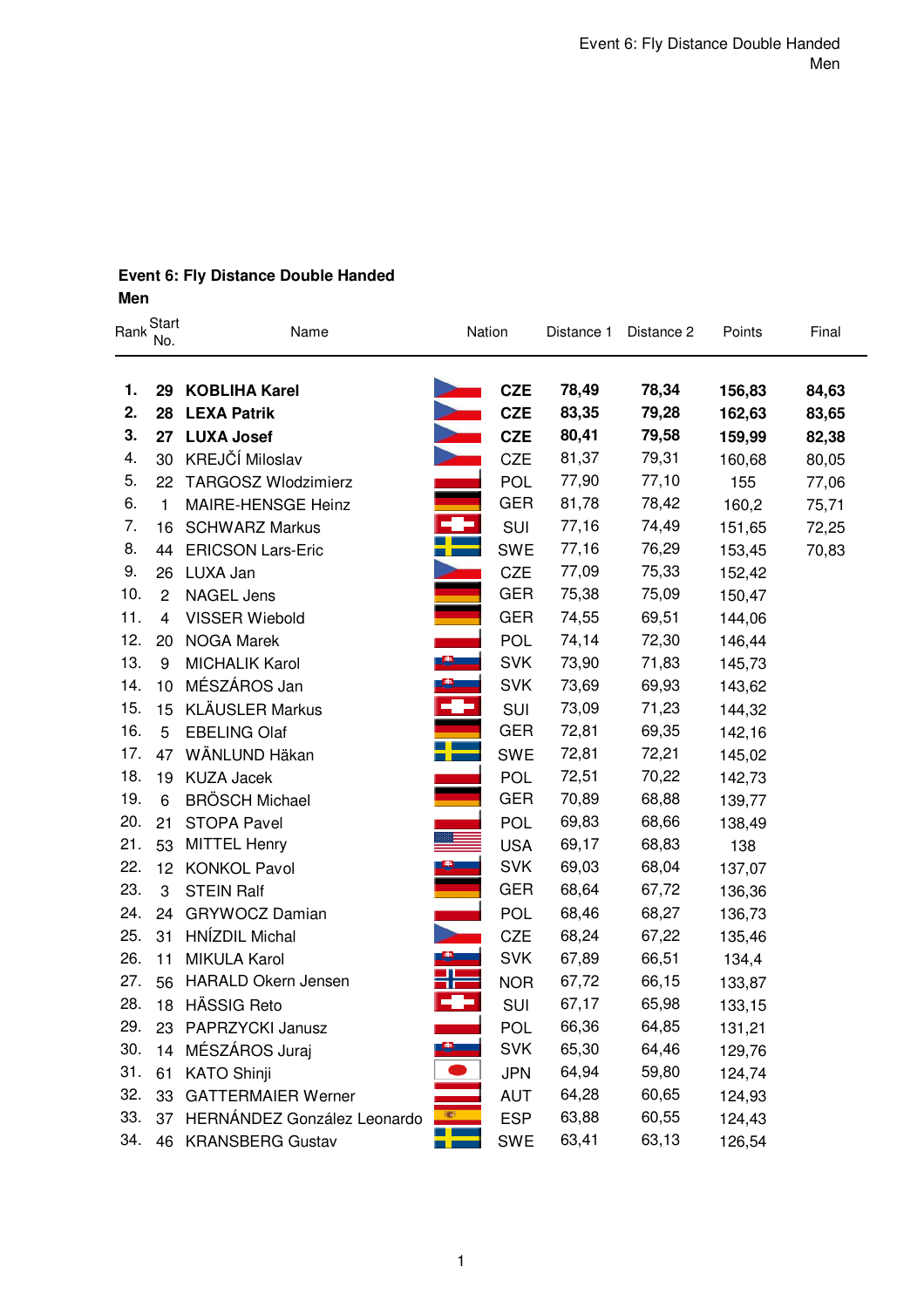## Event 6: Fly Distance Double Handed
### Men

| Rank | Start No. | Name | Nation | Distance 1 | Distance 2 | Points | Final |
|---|---|---|---|---|---|---|---|
| **1.** | **29** | **KOBLIHA Karel** | **CZE** | **78,49** | **78,34** | **156,83** | **84,63** |
| **2.** | **28** | **LEXA Patrik** | **CZE** | **83,35** | **79,28** | **162,63** | **83,65** |
| **3.** | **27** | **LUXA Josef** | **CZE** | **80,41** | **79,58** | **159,99** | **82,38** |
| 4. | 30 | KREJČÍ Miloslav | CZE | 81,37 | 79,31 | 160,68 | 80,05 |
| 5. | 22 | TARGOSZ Wlodzimierz | POL | 77,90 | 77,10 | 155 | 77,06 |
| 6. | 1 | MAIRE-HENSGE Heinz | GER | 81,78 | 78,42 | 160,2 | 75,71 |
| 7. | 16 | SCHWARZ Markus | SUI | 77,16 | 74,49 | 151,65 | 72,25 |
| 8. | 44 | ERICSON Lars-Eric | SWE | 77,16 | 76,29 | 153,45 | 70,83 |
| 9. | 26 | LUXA Jan | CZE | 77,09 | 75,33 | 152,42 | |
| 10. | 2 | NAGEL Jens | GER | 75,38 | 75,09 | 150,47 | |
| 11. | 4 | VISSER Wiebold | GER | 74,55 | 69,51 | 144,06 | |
| 12. | 20 | NOGA Marek | POL | 74,14 | 72,30 | 146,44 | |
| 13. | 9 | MICHALIK Karol | SVK | 73,90 | 71,83 | 145,73 | |
| 14. | 10 | MÉSZÁROS Jan | SVK | 73,69 | 69,93 | 143,62 | |
| 15. | 15 | KLÄUSLER Markus | SUI | 73,09 | 71,23 | 144,32 | |
| 16. | 5 | EBELING Olaf | GER | 72,81 | 69,35 | 142,16 | |
| 17. | 47 | WÄNLUND Håkan | SWE | 72,81 | 72,21 | 145,02 | |
| 18. | 19 | KUZA Jacek | POL | 72,51 | 70,22 | 142,73 | |
| 19. | 6 | BRÖSCH Michael | GER | 70,89 | 68,88 | 139,77 | |
| 20. | 21 | STOPA Pavel | POL | 69,83 | 68,66 | 138,49 | |
| 21. | 53 | MITTEL Henry | USA | 69,17 | 68,83 | 138 | |
| 22. | 12 | KONKOL Pavol | SVK | 69,03 | 68,04 | 137,07 | |
| 23. | 3 | STEIN Ralf | GER | 68,64 | 67,72 | 136,36 | |
| 24. | 24 | GRYWOCZ Damian | POL | 68,46 | 68,27 | 136,73 | |
| 25. | 31 | HNÍZDIL Michal | CZE | 68,24 | 67,22 | 135,46 | |
| 26. | 11 | MIKULA Karol | SVK | 67,89 | 66,51 | 134,4 | |
| 27. | 56 | HARALD Okern Jensen | NOR | 67,72 | 66,15 | 133,87 | |
| 28. | 18 | HÄSSIG Reto | SUI | 67,17 | 65,98 | 133,15 | |
| 29. | 23 | PAPRZYCKI Janusz | POL | 66,36 | 64,85 | 131,21 | |
| 30. | 14 | MÉSZÁROS Juraj | SVK | 65,30 | 64,46 | 129,76 | |
| 31. | 61 | KATO Shinji | JPN | 64,94 | 59,80 | 124,74 | |
| 32. | 33 | GATTERMAIER Werner | AUT | 64,28 | 60,65 | 124,93 | |
| 33. | 37 | HERNÁNDEZ González Leonardo | ESP | 63,88 | 60,55 | 124,43 | |
| 34. | 46 | KRANSBERG Gustav | SWE | 63,41 | 63,13 | 126,54 | |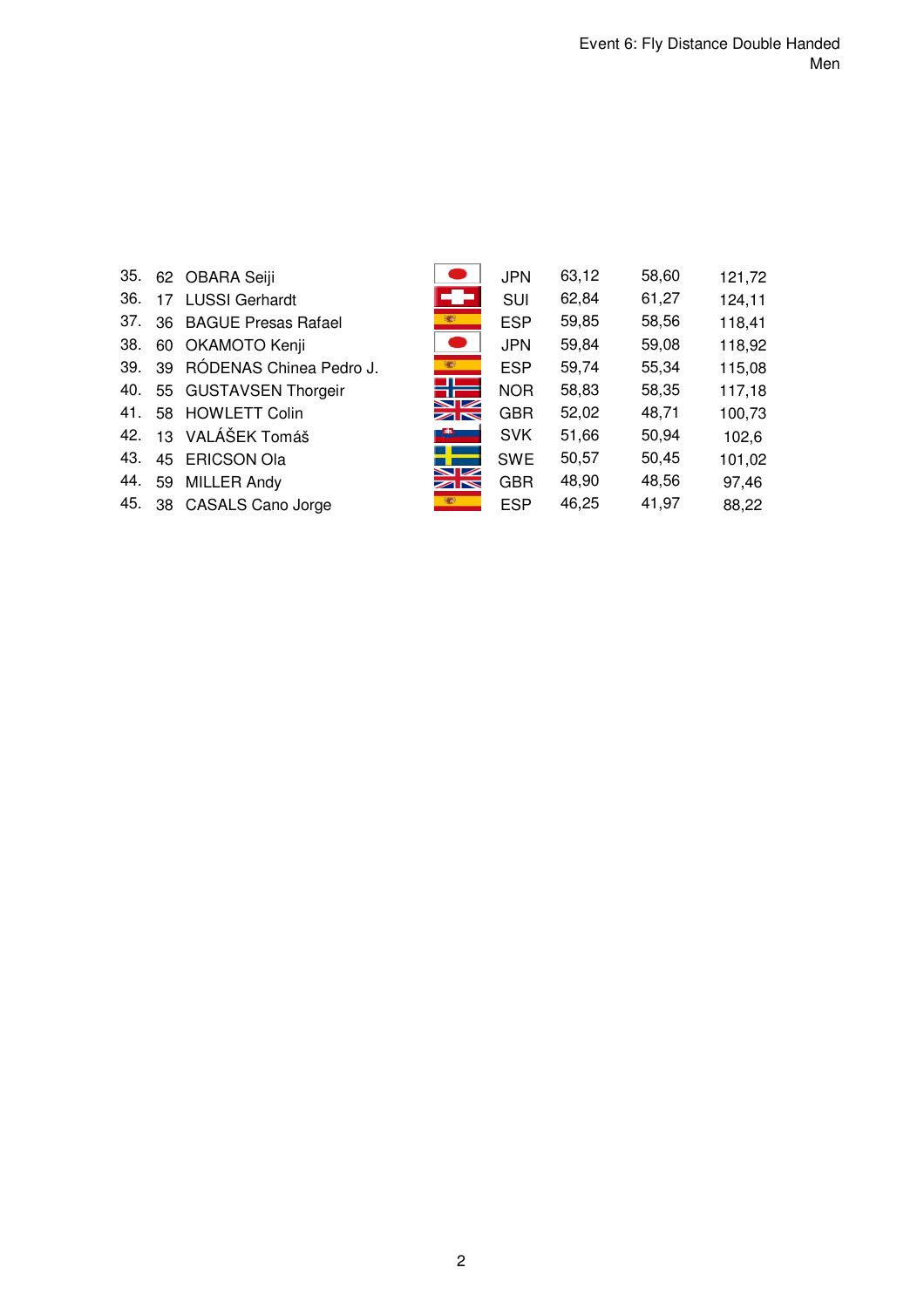Event 6: Fly Distance Double Handed
Men

| | | | | | | |
|---|---|---|---|---|---|---|
| 35. | 62 | OBARA Seiji | JPN | 63,12 | 58,60 | 121,72 |
| 36. | 17 | LUSSI Gerhardt | SUI | 62,84 | 61,27 | 124,11 |
| 37. | 36 | BAGUE Presas Rafael | ESP | 59,85 | 58,56 | 118,41 |
| 38. | 60 | OKAMOTO Kenji | JPN | 59,84 | 59,08 | 118,92 |
| 39. | 39 | RÓDENAS Chinea Pedro J. | ESP | 59,74 | 55,34 | 115,08 |
| 40. | 55 | GUSTAVSEN Thorgeir | NOR | 58,83 | 58,35 | 117,18 |
| 41. | 58 | HOWLETT Colin | GBR | 52,02 | 48,71 | 100,73 |
| 42. | 13 | VALÁŠEK Tomáš | SVK | 51,66 | 50,94 | 102,6 |
| 43. | 45 | ERICSON Ola | SWE | 50,57 | 50,45 | 101,02 |
| 44. | 59 | MILLER Andy | GBR | 48,90 | 48,56 | 97,46 |
| 45. | 38 | CASALS Cano Jorge | ESP | 46,25 | 41,97 | 88,22 |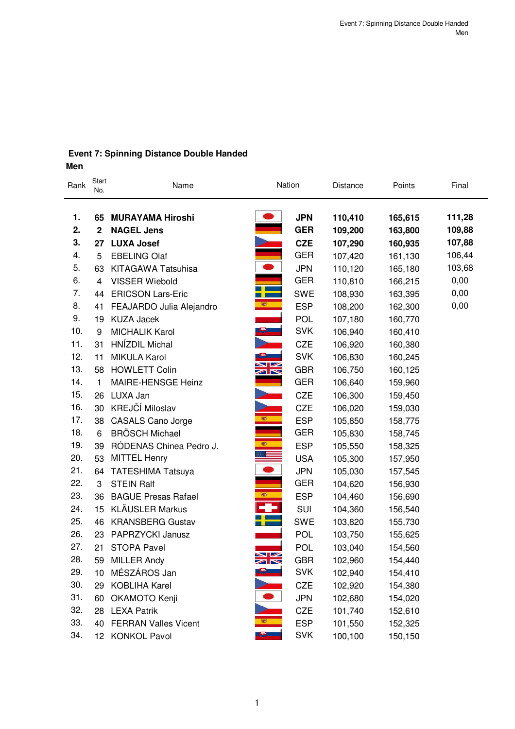## Event 7: Spinning Distance Double Handed

**Men**

| Rank | Start No. | Name | Nation | Distance | Points | Final |
|---|---|---|---|---|---|---|
| **1.** | **65** | **MURAYAMA Hiroshi** | **JPN** | **110,410** | **165,615** | **111,28** |
| **2.** | **2** | **NAGEL Jens** | **GER** | **109,200** | **163,800** | **109,88** |
| **3.** | **27** | **LUXA Josef** | **CZE** | **107,290** | **160,935** | **107,88** |
| 4. | 5 | EBELING Olaf | GER | 107,420 | 161,130 | 106,44 |
| 5. | 63 | KITAGAWA Tatsuhisa | JPN | 110,120 | 165,180 | 103,68 |
| 6. | 4 | VISSER Wiebold | GER | 110,810 | 166,215 | 0,00 |
| 7. | 44 | ERICSON Lars-Eric | SWE | 108,930 | 163,395 | 0,00 |
| 8. | 41 | FEAJARDO Julia Alejandro | ESP | 108,200 | 162,300 | 0,00 |
| 9. | 19 | KUZA Jacek | POL | 107,180 | 160,770 | |
| 10. | 9 | MICHALIK Karol | SVK | 106,940 | 160,410 | |
| 11. | 31 | HNÍZDIL Michal | CZE | 106,920 | 160,380 | |
| 12. | 11 | MIKULA Karol | SVK | 106,830 | 160,245 | |
| 13. | 58 | HOWLETT Colin | GBR | 106,750 | 160,125 | |
| 14. | 1 | MAIRE-HENSGE Heinz | GER | 106,640 | 159,960 | |
| 15. | 26 | LUXA Jan | CZE | 106,300 | 159,450 | |
| 16. | 30 | KREJČÍ Miloslav | CZE | 106,020 | 159,030 | |
| 17. | 38 | CASALS Cano Jorge | ESP | 105,850 | 158,775 | |
| 18. | 6 | BRÖSCH Michael | GER | 105,830 | 158,745 | |
| 19. | 39 | RÓDENAS Chinea Pedro J. | ESP | 105,550 | 158,325 | |
| 20. | 53 | MITTEL Henry | USA | 105,300 | 157,950 | |
| 21. | 64 | TATESHIMA Tatsuya | JPN | 105,030 | 157,545 | |
| 22. | 3 | STEIN Ralf | GER | 104,620 | 156,930 | |
| 23. | 36 | BAGUE Presas Rafael | ESP | 104,460 | 156,690 | |
| 24. | 15 | KLÄUSLER Markus | SUI | 104,360 | 156,540 | |
| 25. | 46 | KRANSBERG Gustav | SWE | 103,820 | 155,730 | |
| 26. | 23 | PAPRZYCKI Janusz | POL | 103,750 | 155,625 | |
| 27. | 21 | STOPA Pavel | POL | 103,040 | 154,560 | |
| 28. | 59 | MILLER Andy | GBR | 102,960 | 154,440 | |
| 29. | 10 | MÉSZÁROS Jan | SVK | 102,940 | 154,410 | |
| 30. | 29 | KOBLIHA Karel | CZE | 102,920 | 154,380 | |
| 31. | 60 | OKAMOTO Kenji | JPN | 102,680 | 154,020 | |
| 32. | 28 | LEXA Patrik | CZE | 101,740 | 152,610 | |
| 33. | 40 | FERRAN Valles Vicent | ESP | 101,550 | 152,325 | |
| 34. | 12 | KONKOL Pavol | SVK | 100,100 | 150,150 | |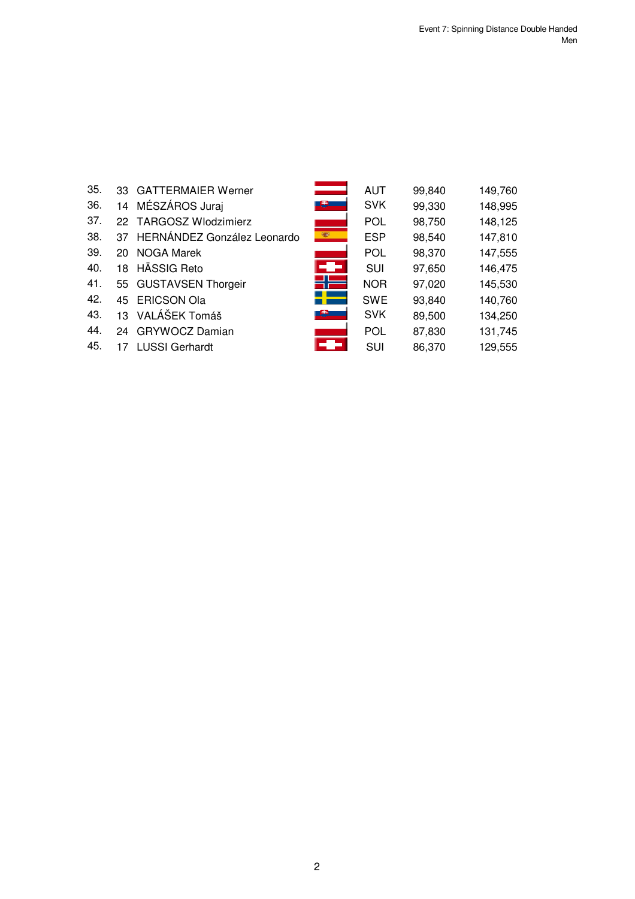| | | | | | |
|---|---|---|---|---|---|
| 35. | 33 | GATTERMAIER Werner | AUT | 99,840 | 149,760 |
| 36. | 14 | MÉSZÁROS Juraj | SVK | 99,330 | 148,995 |
| 37. | 22 | TARGOSZ Wlodzimierz | POL | 98,750 | 148,125 |
| 38. | 37 | HERNÁNDEZ González Leonardo | ESP | 98,540 | 147,810 |
| 39. | 20 | NOGA Marek | POL | 98,370 | 147,555 |
| 40. | 18 | HÄSSIG Reto | SUI | 97,650 | 146,475 |
| 41. | 55 | GUSTAVSEN Thorgeir | NOR | 97,020 | 145,530 |
| 42. | 45 | ERICSON Ola | SWE | 93,840 | 140,760 |
| 43. | 13 | VALÁŠEK Tomáš | SVK | 89,500 | 134,250 |
| 44. | 24 | GRYWOCZ Damian | POL | 87,830 | 131,745 |
| 45. | 17 | LUSSI Gerhardt | SUI | 86,370 | 129,555 |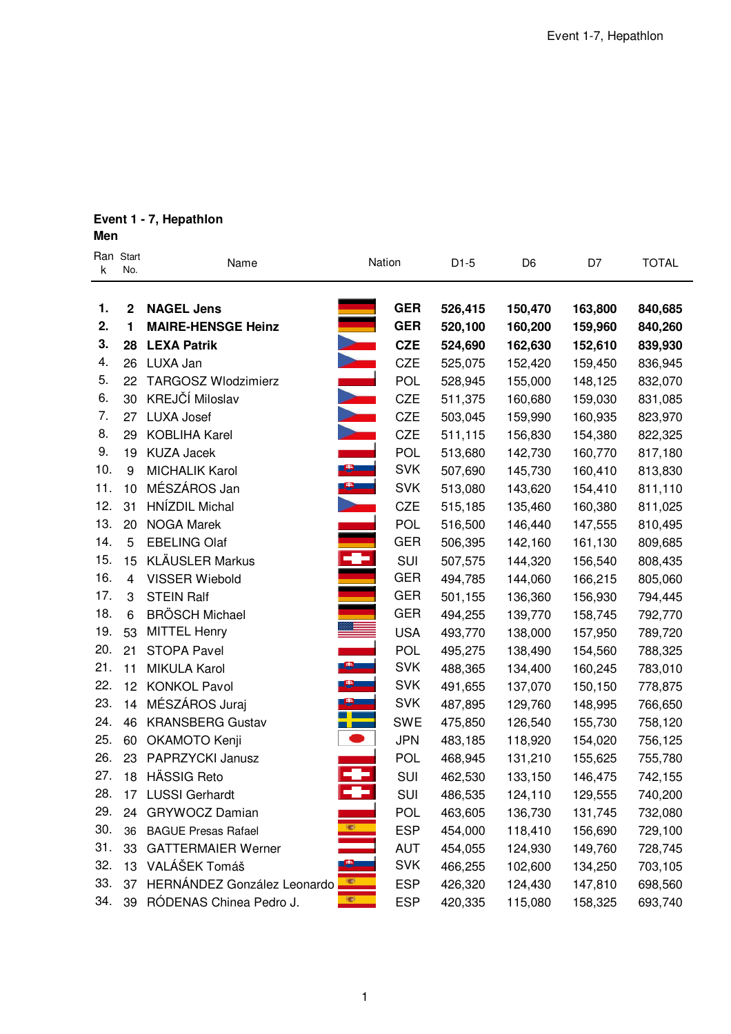**Event 1 - 7, Hepathlon**
**Men**

| Rank | Start No. | Name | Nation | D1-5 | D6 | D7 | TOTAL |
|---|---|---|---|---|---|---|---|
| **1.** | **2** | **NAGEL Jens** | **GER** | **526,415** | **150,470** | **163,800** | **840,685** |
| **2.** | **1** | **MAIRE-HENSGE Heinz** | **GER** | **520,100** | **160,200** | **159,960** | **840,260** |
| **3.** | **28** | **LEXA Patrik** | **CZE** | **524,690** | **162,630** | **152,610** | **839,930** |
| 4. | 26 | LUXA Jan | CZE | 525,075 | 152,420 | 159,450 | 836,945 |
| 5. | 22 | TARGOSZ Wlodzimierz | POL | 528,945 | 155,000 | 148,125 | 832,070 |
| 6. | 30 | KREJČÍ Miloslav | CZE | 511,375 | 160,680 | 159,030 | 831,085 |
| 7. | 27 | LUXA Josef | CZE | 503,045 | 159,990 | 160,935 | 823,970 |
| 8. | 29 | KOBLIHA Karel | CZE | 511,115 | 156,830 | 154,380 | 822,325 |
| 9. | 19 | KUZA Jacek | POL | 513,680 | 142,730 | 160,770 | 817,180 |
| 10. | 9 | MICHALIK Karol | SVK | 507,690 | 145,730 | 160,410 | 813,830 |
| 11. | 10 | MÉSZÁROS Jan | SVK | 513,080 | 143,620 | 154,410 | 811,110 |
| 12. | 31 | HNÍZDIL Michal | CZE | 515,185 | 135,460 | 160,380 | 811,025 |
| 13. | 20 | NOGA Marek | POL | 516,500 | 146,440 | 147,555 | 810,495 |
| 14. | 5 | EBELING Olaf | GER | 506,395 | 142,160 | 161,130 | 809,685 |
| 15. | 15 | KLÄUSLER Markus | SUI | 507,575 | 144,320 | 156,540 | 808,435 |
| 16. | 4 | VISSER Wiebold | GER | 494,785 | 144,060 | 166,215 | 805,060 |
| 17. | 3 | STEIN Ralf | GER | 501,155 | 136,360 | 156,930 | 794,445 |
| 18. | 6 | BRÖSCH Michael | GER | 494,255 | 139,770 | 158,745 | 792,770 |
| 19. | 53 | MITTEL Henry | USA | 493,770 | 138,000 | 157,950 | 789,720 |
| 20. | 21 | STOPA Pavel | POL | 495,275 | 138,490 | 154,560 | 788,325 |
| 21. | 11 | MIKULA Karol | SVK | 488,365 | 134,400 | 160,245 | 783,010 |
| 22. | 12 | KONKOL Pavol | SVK | 491,655 | 137,070 | 150,150 | 778,875 |
| 23. | 14 | MÉSZÁROS Juraj | SVK | 487,895 | 129,760 | 148,995 | 766,650 |
| 24. | 46 | KRANSBERG Gustav | SWE | 475,850 | 126,540 | 155,730 | 758,120 |
| 25. | 60 | OKAMOTO Kenji | JPN | 483,185 | 118,920 | 154,020 | 756,125 |
| 26. | 23 | PAPRZYCKI Janusz | POL | 468,945 | 131,210 | 155,625 | 755,780 |
| 27. | 18 | HÄSSIG Reto | SUI | 462,530 | 133,150 | 146,475 | 742,155 |
| 28. | 17 | LUSSI Gerhardt | SUI | 486,535 | 124,110 | 129,555 | 740,200 |
| 29. | 24 | GRYWOCZ Damian | POL | 463,605 | 136,730 | 131,745 | 732,080 |
| 30. | 36 | BAGUE Presas Rafael | ESP | 454,000 | 118,410 | 156,690 | 729,100 |
| 31. | 33 | GATTERMAIER Werner | AUT | 454,055 | 124,930 | 149,760 | 728,745 |
| 32. | 13 | VALÁŠEK Tomáš | SVK | 466,255 | 102,600 | 134,250 | 703,105 |
| 33. | 37 | HERNÁNDEZ González Leonardo | ESP | 426,320 | 124,430 | 147,810 | 698,560 |
| 34. | 39 | RÓDENAS Chinea Pedro J. | ESP | 420,335 | 115,080 | 158,325 | 693,740 |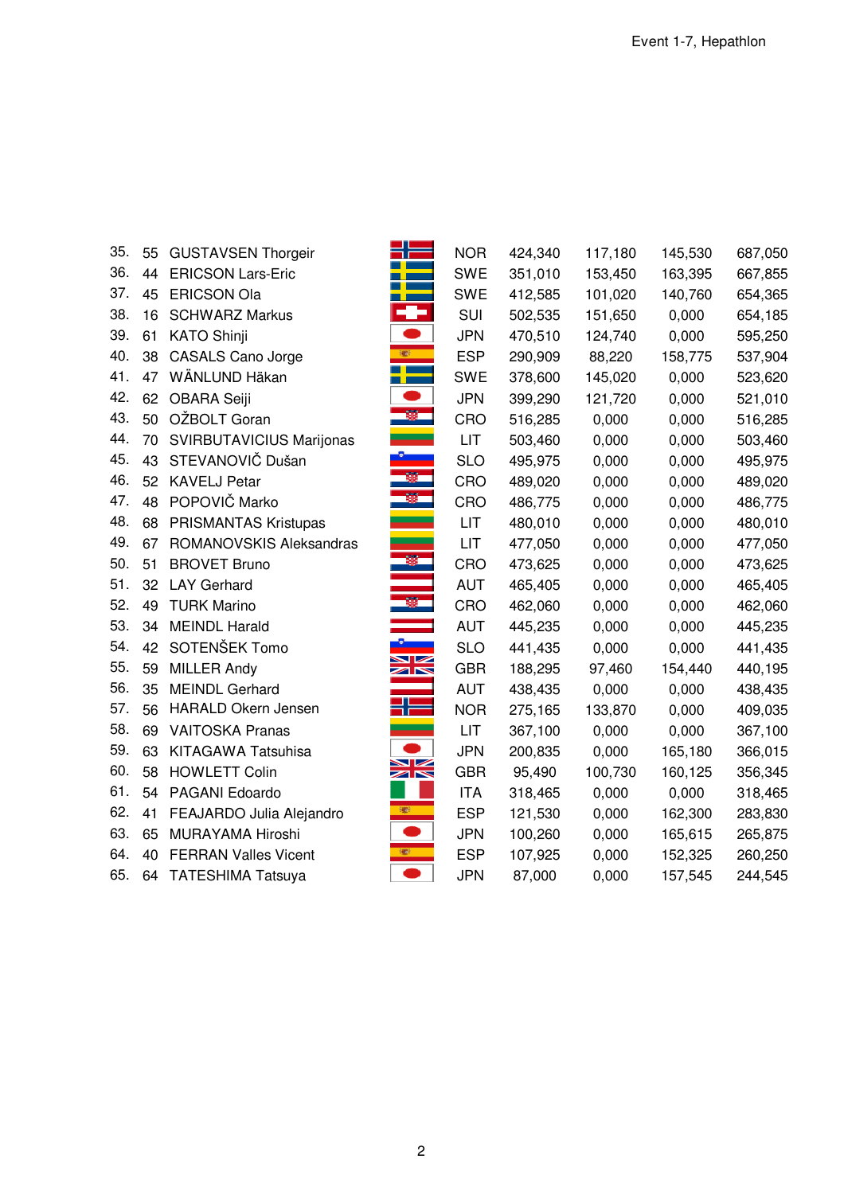| | | | | | | | |
|---|---|---|---|---|---|---|---|
| 35. | 55 | GUSTAVSEN Thorgeir | NOR | 424,340 | 117,180 | 145,530 | 687,050 |
| 36. | 44 | ERICSON Lars-Eric | SWE | 351,010 | 153,450 | 163,395 | 667,855 |
| 37. | 45 | ERICSON Ola | SWE | 412,585 | 101,020 | 140,760 | 654,365 |
| 38. | 16 | SCHWARZ Markus | SUI | 502,535 | 151,650 | 0,000 | 654,185 |
| 39. | 61 | KATO Shinji | JPN | 470,510 | 124,740 | 0,000 | 595,250 |
| 40. | 38 | CASALS Cano Jorge | ESP | 290,909 | 88,220 | 158,775 | 537,904 |
| 41. | 47 | WÄNLUND Häkan | SWE | 378,600 | 145,020 | 0,000 | 523,620 |
| 42. | 62 | OBARA Seiji | JPN | 399,290 | 121,720 | 0,000 | 521,010 |
| 43. | 50 | OŽBOLT Goran | CRO | 516,285 | 0,000 | 0,000 | 516,285 |
| 44. | 70 | SVIRBUTAVICIUS Marijonas | LIT | 503,460 | 0,000 | 0,000 | 503,460 |
| 45. | 43 | STEVANOVIČ Dušan | SLO | 495,975 | 0,000 | 0,000 | 495,975 |
| 46. | 52 | KAVELJ Petar | CRO | 489,020 | 0,000 | 0,000 | 489,020 |
| 47. | 48 | POPOVIČ Marko | CRO | 486,775 | 0,000 | 0,000 | 486,775 |
| 48. | 68 | PRISMANTAS Kristupas | LIT | 480,010 | 0,000 | 0,000 | 480,010 |
| 49. | 67 | ROMANOVSKIS Aleksandras | LIT | 477,050 | 0,000 | 0,000 | 477,050 |
| 50. | 51 | BROVET Bruno | CRO | 473,625 | 0,000 | 0,000 | 473,625 |
| 51. | 32 | LAY Gerhard | AUT | 465,405 | 0,000 | 0,000 | 465,405 |
| 52. | 49 | TURK Marino | CRO | 462,060 | 0,000 | 0,000 | 462,060 |
| 53. | 34 | MEINDL Harald | AUT | 445,235 | 0,000 | 0,000 | 445,235 |
| 54. | 42 | SOTENŠEK Tomo | SLO | 441,435 | 0,000 | 0,000 | 441,435 |
| 55. | 59 | MILLER Andy | GBR | 188,295 | 97,460 | 154,440 | 440,195 |
| 56. | 35 | MEINDL Gerhard | AUT | 438,435 | 0,000 | 0,000 | 438,435 |
| 57. | 56 | HARALD Okern Jensen | NOR | 275,165 | 133,870 | 0,000 | 409,035 |
| 58. | 69 | VAITOSKA Pranas | LIT | 367,100 | 0,000 | 0,000 | 367,100 |
| 59. | 63 | KITAGAWA Tatsuhisa | JPN | 200,835 | 0,000 | 165,180 | 366,015 |
| 60. | 58 | HOWLETT Colin | GBR | 95,490 | 100,730 | 160,125 | 356,345 |
| 61. | 54 | PAGANI Edoardo | ITA | 318,465 | 0,000 | 0,000 | 318,465 |
| 62. | 41 | FEAJARDO Julia Alejandro | ESP | 121,530 | 0,000 | 162,300 | 283,830 |
| 63. | 65 | MURAYAMA Hiroshi | JPN | 100,260 | 0,000 | 165,615 | 265,875 |
| 64. | 40 | FERRAN Valles Vicent | ESP | 107,925 | 0,000 | 152,325 | 260,250 |
| 65. | 64 | TATESHIMA Tatsuya | JPN | 87,000 | 0,000 | 157,545 | 244,545 |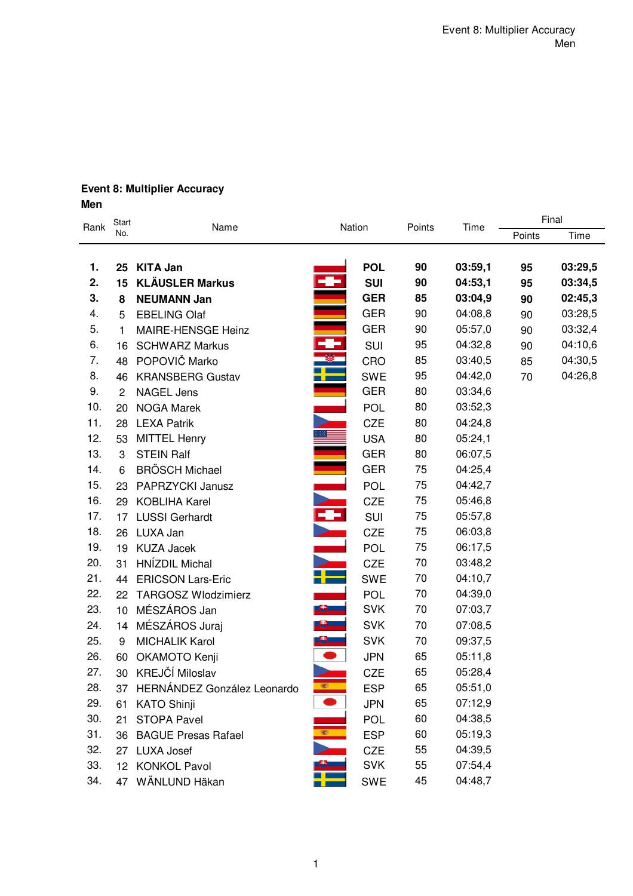## Event 8: Multiplier Accuracy
### Men

| Rank | Start No. | Name | Nation | Points | Time | Final | |
|---|---|---|---|---|---|---|---|
| | | | | | | Points | Time |
| **1.** | **25** | **KITA Jan** | **POL** | **90** | **03:59,1** | **95** | **03:29,5** |
| **2.** | **15** | **KLÄUSLER Markus** | **SUI** | **90** | **04:53,1** | **95** | **03:34,5** |
| **3.** | **8** | **NEUMANN Jan** | **GER** | **85** | **03:04,9** | **90** | **02:45,3** |
| 4. | 5 | EBELING Olaf | GER | 90 | 04:08,8 | 90 | 03:28,5 |
| 5. | 1 | MAIRE-HENSGE Heinz | GER | 90 | 05:57,0 | 90 | 03:32,4 |
| 6. | 16 | SCHWARZ Markus | SUI | 95 | 04:32,8 | 90 | 04:10,6 |
| 7. | 48 | POPOVIČ Marko | CRO | 85 | 03:40,5 | 85 | 04:30,5 |
| 8. | 46 | KRANSBERG Gustav | SWE | 95 | 04:42,0 | 70 | 04:26,8 |
| 9. | 2 | NAGEL Jens | GER | 80 | 03:34,6 | | |
| 10. | 20 | NOGA Marek | POL | 80 | 03:52,3 | | |
| 11. | 28 | LEXA Patrik | CZE | 80 | 04:24,8 | | |
| 12. | 53 | MITTEL Henry | USA | 80 | 05:24,1 | | |
| 13. | 3 | STEIN Ralf | GER | 80 | 06:07,5 | | |
| 14. | 6 | BRÖSCH Michael | GER | 75 | 04:25,4 | | |
| 15. | 23 | PAPRZYCKI Janusz | POL | 75 | 04:42,7 | | |
| 16. | 29 | KOBLIHA Karel | CZE | 75 | 05:46,8 | | |
| 17. | 17 | LUSSI Gerhardt | SUI | 75 | 05:57,8 | | |
| 18. | 26 | LUXA Jan | CZE | 75 | 06:03,8 | | |
| 19. | 19 | KUZA Jacek | POL | 75 | 06:17,5 | | |
| 20. | 31 | HNÍZDIL Michal | CZE | 70 | 03:48,2 | | |
| 21. | 44 | ERICSON Lars-Eric | SWE | 70 | 04:10,7 | | |
| 22. | 22 | TARGOSZ Wlodzimierz | POL | 70 | 04:39,0 | | |
| 23. | 10 | MÉSZÁROS Jan | SVK | 70 | 07:03,7 | | |
| 24. | 14 | MÉSZÁROS Juraj | SVK | 70 | 07:08,5 | | |
| 25. | 9 | MICHALIK Karol | SVK | 70 | 09:37,5 | | |
| 26. | 60 | OKAMOTO Kenji | JPN | 65 | 05:11,8 | | |
| 27. | 30 | KREJČÍ Miloslav | CZE | 65 | 05:28,4 | | |
| 28. | 37 | HERNÁNDEZ González Leonardo | ESP | 65 | 05:51,0 | | |
| 29. | 61 | KATO Shinji | JPN | 65 | 07:12,9 | | |
| 30. | 21 | STOPA Pavel | POL | 60 | 04:38,5 | | |
| 31. | 36 | BAGUE Presas Rafael | ESP | 60 | 05:19,3 | | |
| 32. | 27 | LUXA Josef | CZE | 55 | 04:39,5 | | |
| 33. | 12 | KONKOL Pavol | SVK | 55 | 07:54,4 | | |
| 34. | 47 | WÄNLUND Häkan | SWE | 45 | 04:48,7 | | |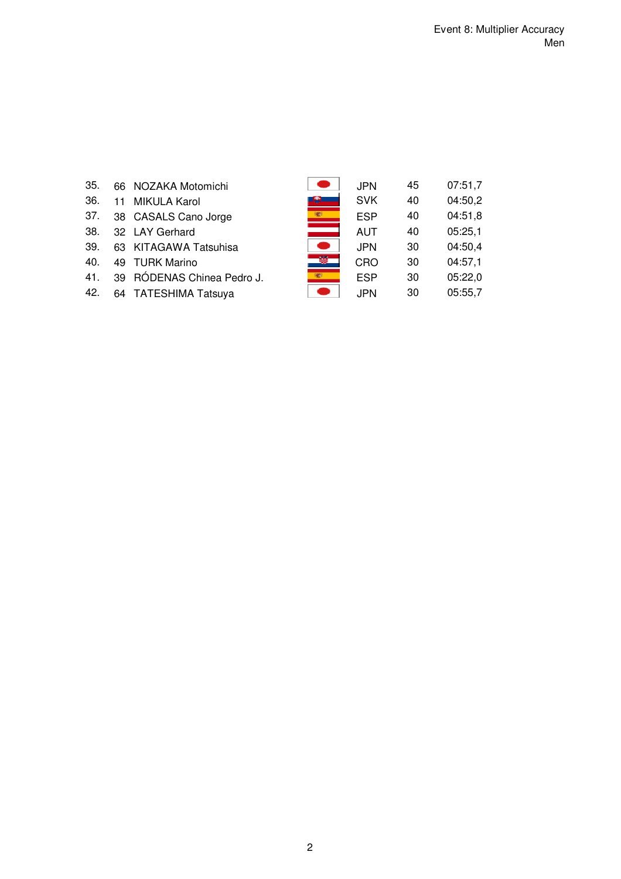Event 8: Multiplier Accuracy
Men

| | | | | | |
|---|---|---|---|---|---|
| 35. | 66 | NOZAKA Motomichi | JPN | 45 | 07:51,7 |
| 36. | 11 | MIKULA Karol | SVK | 40 | 04:50,2 |
| 37. | 38 | CASALS Cano Jorge | ESP | 40 | 04:51,8 |
| 38. | 32 | LAY Gerhard | AUT | 40 | 05:25,1 |
| 39. | 63 | KITAGAWA Tatsuhisa | JPN | 30 | 04:50,4 |
| 40. | 49 | TURK Marino | CRO | 30 | 04:57,1 |
| 41. | 39 | RÓDENAS Chinea Pedro J. | ESP | 30 | 05:22,0 |
| 42. | 64 | TATESHIMA Tatsuya | JPN | 30 | 05:55,7 |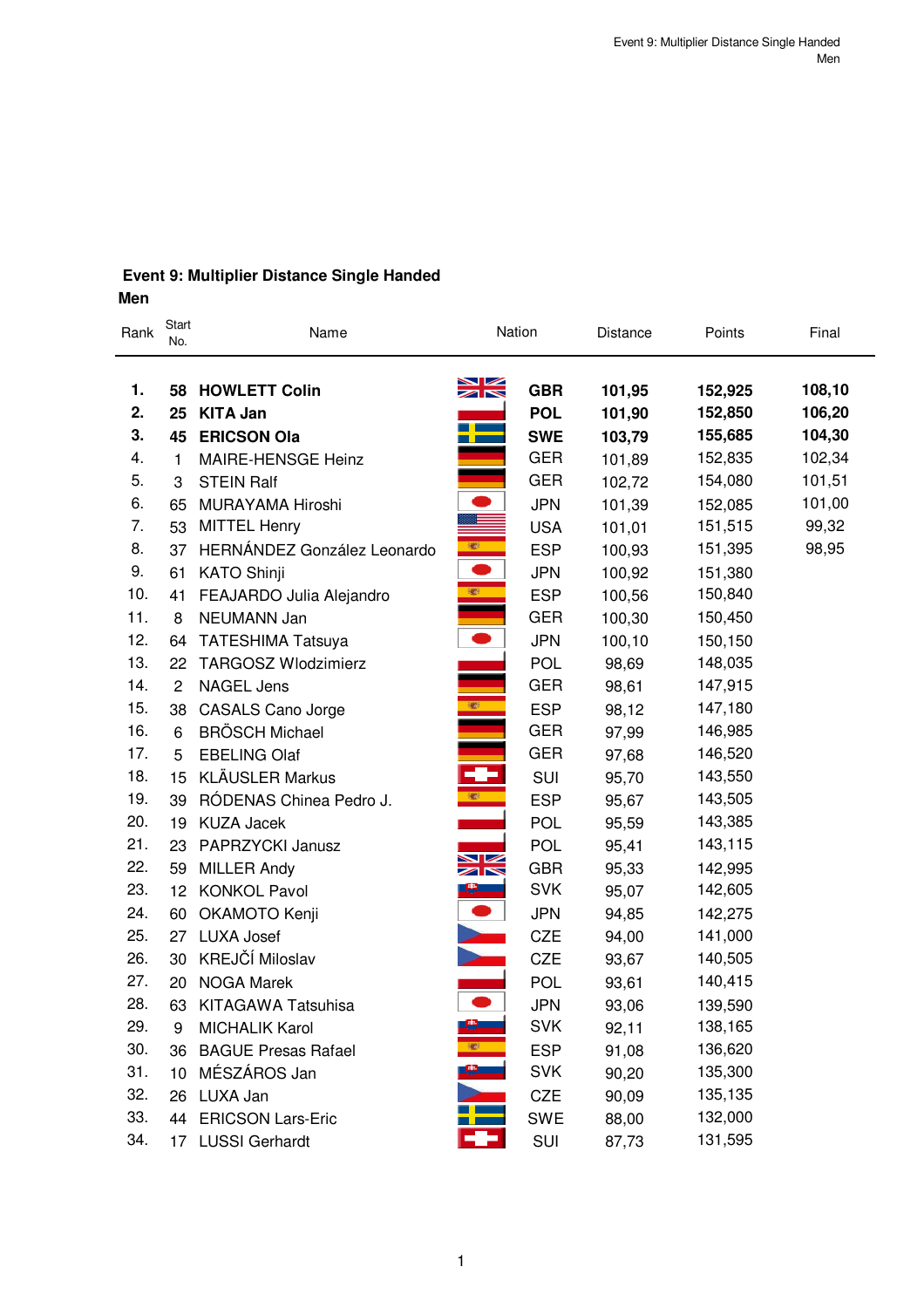## Event 9: Multiplier Distance Single Handed

**Men**

| Rank | Start No. | Name | Nation | Distance | Points | Final |
|---|---|---|---|---|---|---|
| **1.** | **58** | **HOWLETT Colin** | **GBR** | **101,95** | **152,925** | **108,10** |
| **2.** | **25** | **KITA Jan** | **POL** | **101,90** | **152,850** | **106,20** |
| **3.** | **45** | **ERICSON Ola** | **SWE** | **103,79** | **155,685** | **104,30** |
| 4. | 1 | MAIRE-HENSGE Heinz | GER | 101,89 | 152,835 | 102,34 |
| 5. | 3 | STEIN Ralf | GER | 102,72 | 154,080 | 101,51 |
| 6. | 65 | MURAYAMA Hiroshi | JPN | 101,39 | 152,085 | 101,00 |
| 7. | 53 | MITTEL Henry | USA | 101,01 | 151,515 | 99,32 |
| 8. | 37 | HERNÁNDEZ González Leonardo | ESP | 100,93 | 151,395 | 98,95 |
| 9. | 61 | KATO Shinji | JPN | 100,92 | 151,380 | |
| 10. | 41 | FEAJARDO Julia Alejandro | ESP | 100,56 | 150,840 | |
| 11. | 8 | NEUMANN Jan | GER | 100,30 | 150,450 | |
| 12. | 64 | TATESHIMA Tatsuya | JPN | 100,10 | 150,150 | |
| 13. | 22 | TARGOSZ Wlodzimierz | POL | 98,69 | 148,035 | |
| 14. | 2 | NAGEL Jens | GER | 98,61 | 147,915 | |
| 15. | 38 | CASALS Cano Jorge | ESP | 98,12 | 147,180 | |
| 16. | 6 | BRÖSCH Michael | GER | 97,99 | 146,985 | |
| 17. | 5 | EBELING Olaf | GER | 97,68 | 146,520 | |
| 18. | 15 | KLÄUSLER Markus | SUI | 95,70 | 143,550 | |
| 19. | 39 | RÓDENAS Chinea Pedro J. | ESP | 95,67 | 143,505 | |
| 20. | 19 | KUZA Jacek | POL | 95,59 | 143,385 | |
| 21. | 23 | PAPRZYCKI Janusz | POL | 95,41 | 143,115 | |
| 22. | 59 | MILLER Andy | GBR | 95,33 | 142,995 | |
| 23. | 12 | KONKOL Pavol | SVK | 95,07 | 142,605 | |
| 24. | 60 | OKAMOTO Kenji | JPN | 94,85 | 142,275 | |
| 25. | 27 | LUXA Josef | CZE | 94,00 | 141,000 | |
| 26. | 30 | KREJČÍ Miloslav | CZE | 93,67 | 140,505 | |
| 27. | 20 | NOGA Marek | POL | 93,61 | 140,415 | |
| 28. | 63 | KITAGAWA Tatsuhisa | JPN | 93,06 | 139,590 | |
| 29. | 9 | MICHALIK Karol | SVK | 92,11 | 138,165 | |
| 30. | 36 | BAGUE Presas Rafael | ESP | 91,08 | 136,620 | |
| 31. | 10 | MÉSZÁROS Jan | SVK | 90,20 | 135,300 | |
| 32. | 26 | LUXA Jan | CZE | 90,09 | 135,135 | |
| 33. | 44 | ERICSON Lars-Eric | SWE | 88,00 | 132,000 | |
| 34. | 17 | LUSSI Gerhardt | SUI | 87,73 | 131,595 | |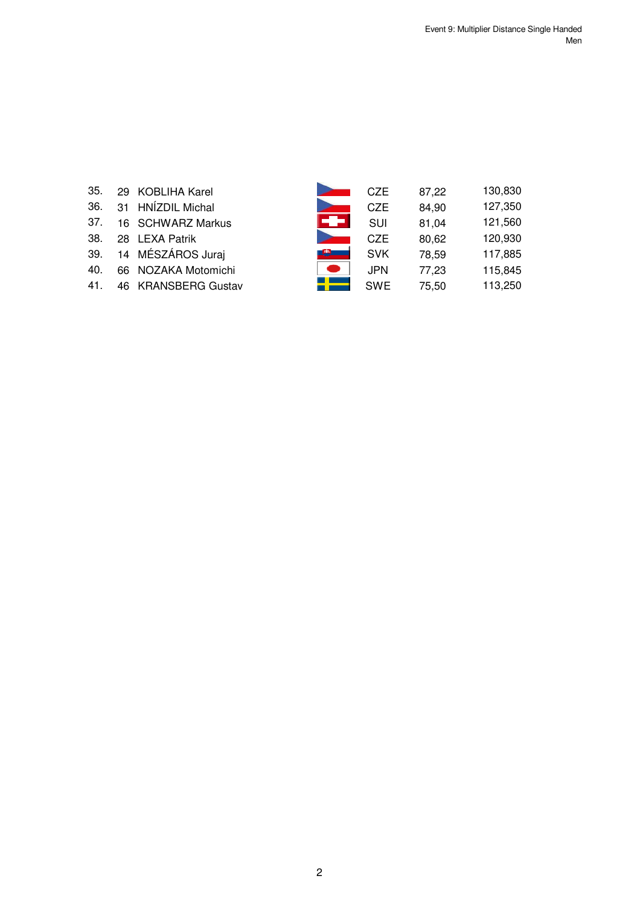| | | | | | |
|---|---|---|---|---|---|
| 35. | 29 | KOBLIHA Karel | CZE | 87,22 | 130,830 |
| 36. | 31 | HNÍZDIL Michal | CZE | 84,90 | 127,350 |
| 37. | 16 | SCHWARZ Markus | SUI | 81,04 | 121,560 |
| 38. | 28 | LEXA Patrik | CZE | 80,62 | 120,930 |
| 39. | 14 | MÉSZÁROS Juraj | SVK | 78,59 | 117,885 |
| 40. | 66 | NOZAKA Motomichi | JPN | 77,23 | 115,845 |
| 41. | 46 | KRANSBERG Gustav | SWE | 75,50 | 113,250 |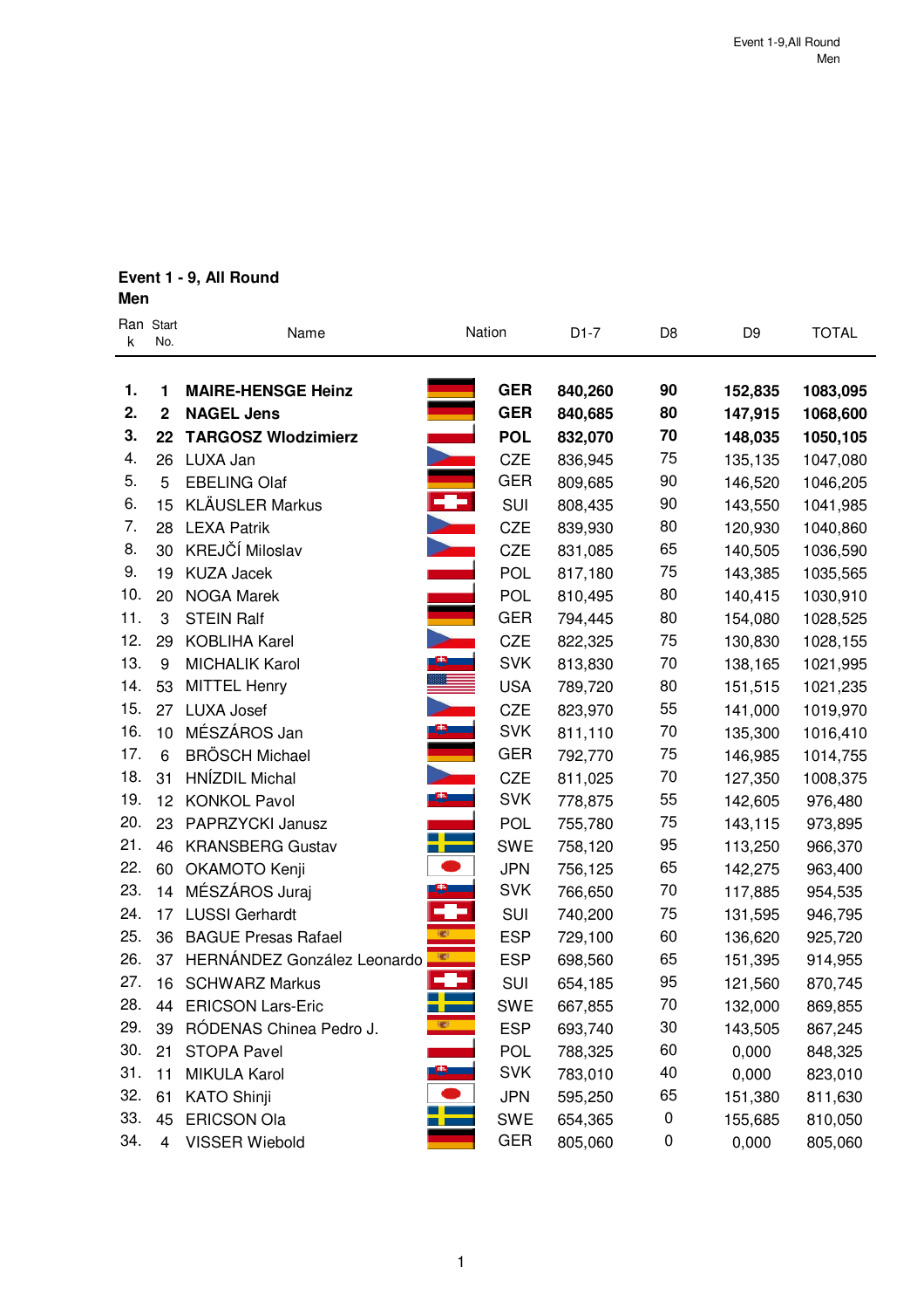## Event 1 - 9, All Round
**Men**

| Rank | Start No. | Name | Nation | D1-7 | D8 | D9 | TOTAL |
|---|---|---|---|---|---|---|---|
| **1.** | **1** | **MAIRE-HENSGE Heinz** | **GER** | **840,260** | **90** | **152,835** | **1083,095** |
| **2.** | **2** | **NAGEL Jens** | **GER** | **840,685** | **80** | **147,915** | **1068,600** |
| **3.** | **22** | **TARGOSZ Wlodzimierz** | **POL** | **832,070** | **70** | **148,035** | **1050,105** |
| 4. | 26 | LUXA Jan | CZE | 836,945 | 75 | 135,135 | 1047,080 |
| 5. | 5 | EBELING Olaf | GER | 809,685 | 90 | 146,520 | 1046,205 |
| 6. | 15 | KLÄUSLER Markus | SUI | 808,435 | 90 | 143,550 | 1041,985 |
| 7. | 28 | LEXA Patrik | CZE | 839,930 | 80 | 120,930 | 1040,860 |
| 8. | 30 | KREJČÍ Miloslav | CZE | 831,085 | 65 | 140,505 | 1036,590 |
| 9. | 19 | KUZA Jacek | POL | 817,180 | 75 | 143,385 | 1035,565 |
| 10. | 20 | NOGA Marek | POL | 810,495 | 80 | 140,415 | 1030,910 |
| 11. | 3 | STEIN Ralf | GER | 794,445 | 80 | 154,080 | 1028,525 |
| 12. | 29 | KOBLIHA Karel | CZE | 822,325 | 75 | 130,830 | 1028,155 |
| 13. | 9 | MICHALIK Karol | SVK | 813,830 | 70 | 138,165 | 1021,995 |
| 14. | 53 | MITTEL Henry | USA | 789,720 | 80 | 151,515 | 1021,235 |
| 15. | 27 | LUXA Josef | CZE | 823,970 | 55 | 141,000 | 1019,970 |
| 16. | 10 | MÉSZÁROS Jan | SVK | 811,110 | 70 | 135,300 | 1016,410 |
| 17. | 6 | BRÖSCH Michael | GER | 792,770 | 75 | 146,985 | 1014,755 |
| 18. | 31 | HNÍZDIL Michal | CZE | 811,025 | 70 | 127,350 | 1008,375 |
| 19. | 12 | KONKOL Pavol | SVK | 778,875 | 55 | 142,605 | 976,480 |
| 20. | 23 | PAPRZYCKI Janusz | POL | 755,780 | 75 | 143,115 | 973,895 |
| 21. | 46 | KRANSBERG Gustav | SWE | 758,120 | 95 | 113,250 | 966,370 |
| 22. | 60 | OKAMOTO Kenji | JPN | 756,125 | 65 | 142,275 | 963,400 |
| 23. | 14 | MÉSZÁROS Juraj | SVK | 766,650 | 70 | 117,885 | 954,535 |
| 24. | 17 | LUSSI Gerhardt | SUI | 740,200 | 75 | 131,595 | 946,795 |
| 25. | 36 | BAGUE Presas Rafael | ESP | 729,100 | 60 | 136,620 | 925,720 |
| 26. | 37 | HERNÁNDEZ González Leonardo | ESP | 698,560 | 65 | 151,395 | 914,955 |
| 27. | 16 | SCHWARZ Markus | SUI | 654,185 | 95 | 121,560 | 870,745 |
| 28. | 44 | ERICSON Lars-Eric | SWE | 667,855 | 70 | 132,000 | 869,855 |
| 29. | 39 | RÓDENAS Chinea Pedro J. | ESP | 693,740 | 30 | 143,505 | 867,245 |
| 30. | 21 | STOPA Pavel | POL | 788,325 | 60 | 0,000 | 848,325 |
| 31. | 11 | MIKULA Karol | SVK | 783,010 | 40 | 0,000 | 823,010 |
| 32. | 61 | KATO Shinji | JPN | 595,250 | 65 | 151,380 | 811,630 |
| 33. | 45 | ERICSON Ola | SWE | 654,365 | 0 | 155,685 | 810,050 |
| 34. | 4 | VISSER Wiebold | GER | 805,060 | 0 | 0,000 | 805,060 |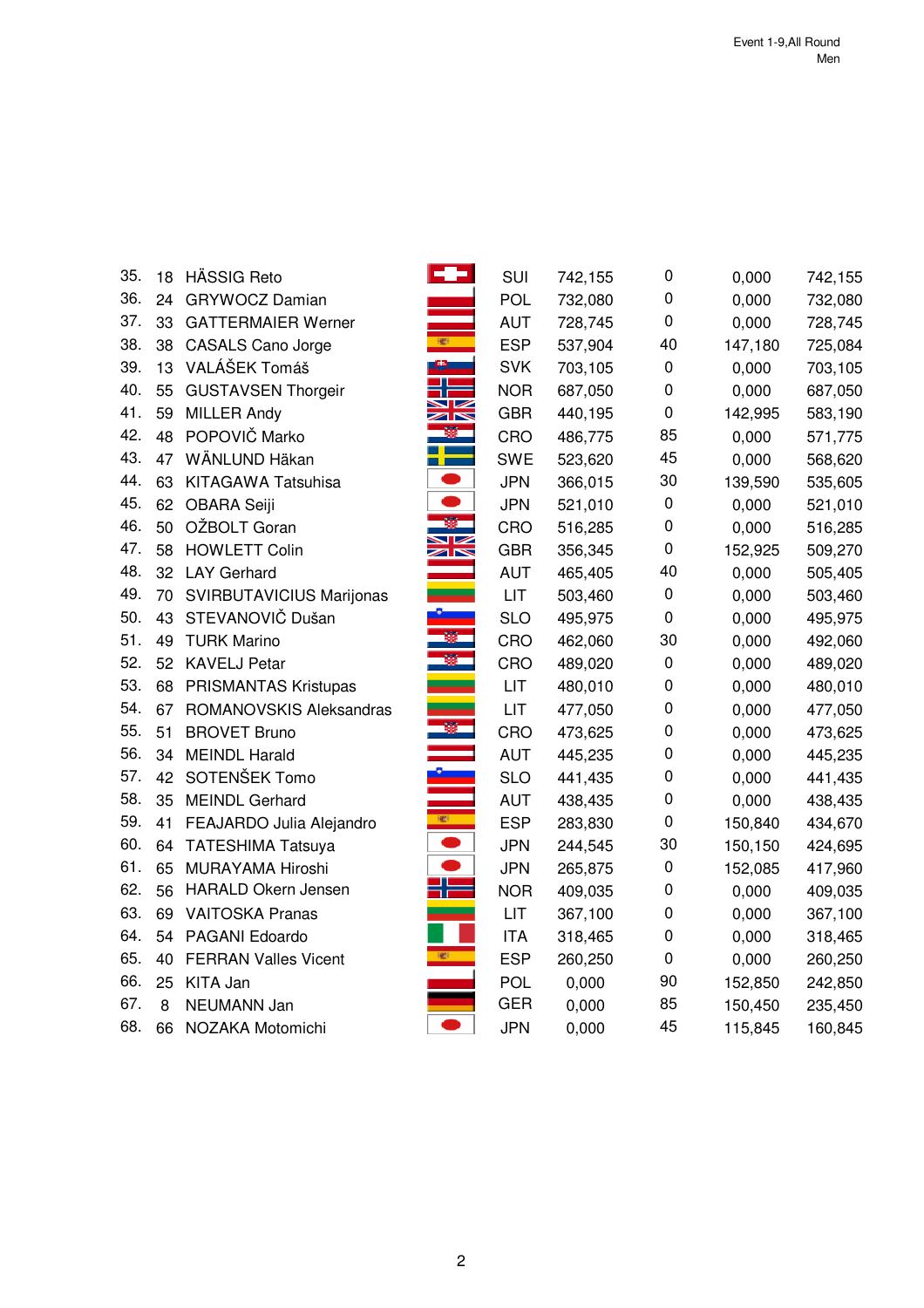Event 1-9,All Round
Men

| | | | | | | | |
|---|---|---|---|---|---|---|---|
| 35. | 18 | HÄSSIG Reto | SUI | 742,155 | 0 | 0,000 | 742,155 |
| 36. | 24 | GRYWOCZ Damian | POL | 732,080 | 0 | 0,000 | 732,080 |
| 37. | 33 | GATTERMAIER Werner | AUT | 728,745 | 0 | 0,000 | 728,745 |
| 38. | 38 | CASALS Cano Jorge | ESP | 537,904 | 40 | 147,180 | 725,084 |
| 39. | 13 | VALÁŠEK Tomáš | SVK | 703,105 | 0 | 0,000 | 703,105 |
| 40. | 55 | GUSTAVSEN Thorgeir | NOR | 687,050 | 0 | 0,000 | 687,050 |
| 41. | 59 | MILLER Andy | GBR | 440,195 | 0 | 142,995 | 583,190 |
| 42. | 48 | POPOVIČ Marko | CRO | 486,775 | 85 | 0,000 | 571,775 |
| 43. | 47 | WÄNLUND Häkan | SWE | 523,620 | 45 | 0,000 | 568,620 |
| 44. | 63 | KITAGAWA Tatsuhisa | JPN | 366,015 | 30 | 139,590 | 535,605 |
| 45. | 62 | OBARA Seiji | JPN | 521,010 | 0 | 0,000 | 521,010 |
| 46. | 50 | OŽBOLT Goran | CRO | 516,285 | 0 | 0,000 | 516,285 |
| 47. | 58 | HOWLETT Colin | GBR | 356,345 | 0 | 152,925 | 509,270 |
| 48. | 32 | LAY Gerhard | AUT | 465,405 | 40 | 0,000 | 505,405 |
| 49. | 70 | SVIRBUTAVICIUS Marijonas | LIT | 503,460 | 0 | 0,000 | 503,460 |
| 50. | 43 | STEVANOVIČ Dušan | SLO | 495,975 | 0 | 0,000 | 495,975 |
| 51. | 49 | TURK Marino | CRO | 462,060 | 30 | 0,000 | 492,060 |
| 52. | 52 | KAVELJ Petar | CRO | 489,020 | 0 | 0,000 | 489,020 |
| 53. | 68 | PRISMANTAS Kristupas | LIT | 480,010 | 0 | 0,000 | 480,010 |
| 54. | 67 | ROMANOVSKIS Aleksandras | LIT | 477,050 | 0 | 0,000 | 477,050 |
| 55. | 51 | BROVET Bruno | CRO | 473,625 | 0 | 0,000 | 473,625 |
| 56. | 34 | MEINDL Harald | AUT | 445,235 | 0 | 0,000 | 445,235 |
| 57. | 42 | SOTENŠEK Tomo | SLO | 441,435 | 0 | 0,000 | 441,435 |
| 58. | 35 | MEINDL Gerhard | AUT | 438,435 | 0 | 0,000 | 438,435 |
| 59. | 41 | FEAJARDO Julia Alejandro | ESP | 283,830 | 0 | 150,840 | 434,670 |
| 60. | 64 | TATESHIMA Tatsuya | JPN | 244,545 | 30 | 150,150 | 424,695 |
| 61. | 65 | MURAYAMA Hiroshi | JPN | 265,875 | 0 | 152,085 | 417,960 |
| 62. | 56 | HARALD Okern Jensen | NOR | 409,035 | 0 | 0,000 | 409,035 |
| 63. | 69 | VAITOSKA Pranas | LIT | 367,100 | 0 | 0,000 | 367,100 |
| 64. | 54 | PAGANI Edoardo | ITA | 318,465 | 0 | 0,000 | 318,465 |
| 65. | 40 | FERRAN Valles Vicent | ESP | 260,250 | 0 | 0,000 | 260,250 |
| 66. | 25 | KITA Jan | POL | 0,000 | 90 | 152,850 | 242,850 |
| 67. | 8 | NEUMANN Jan | GER | 0,000 | 85 | 150,450 | 235,450 |
| 68. | 66 | NOZAKA Motomichi | JPN | 0,000 | 45 | 115,845 | 160,845 |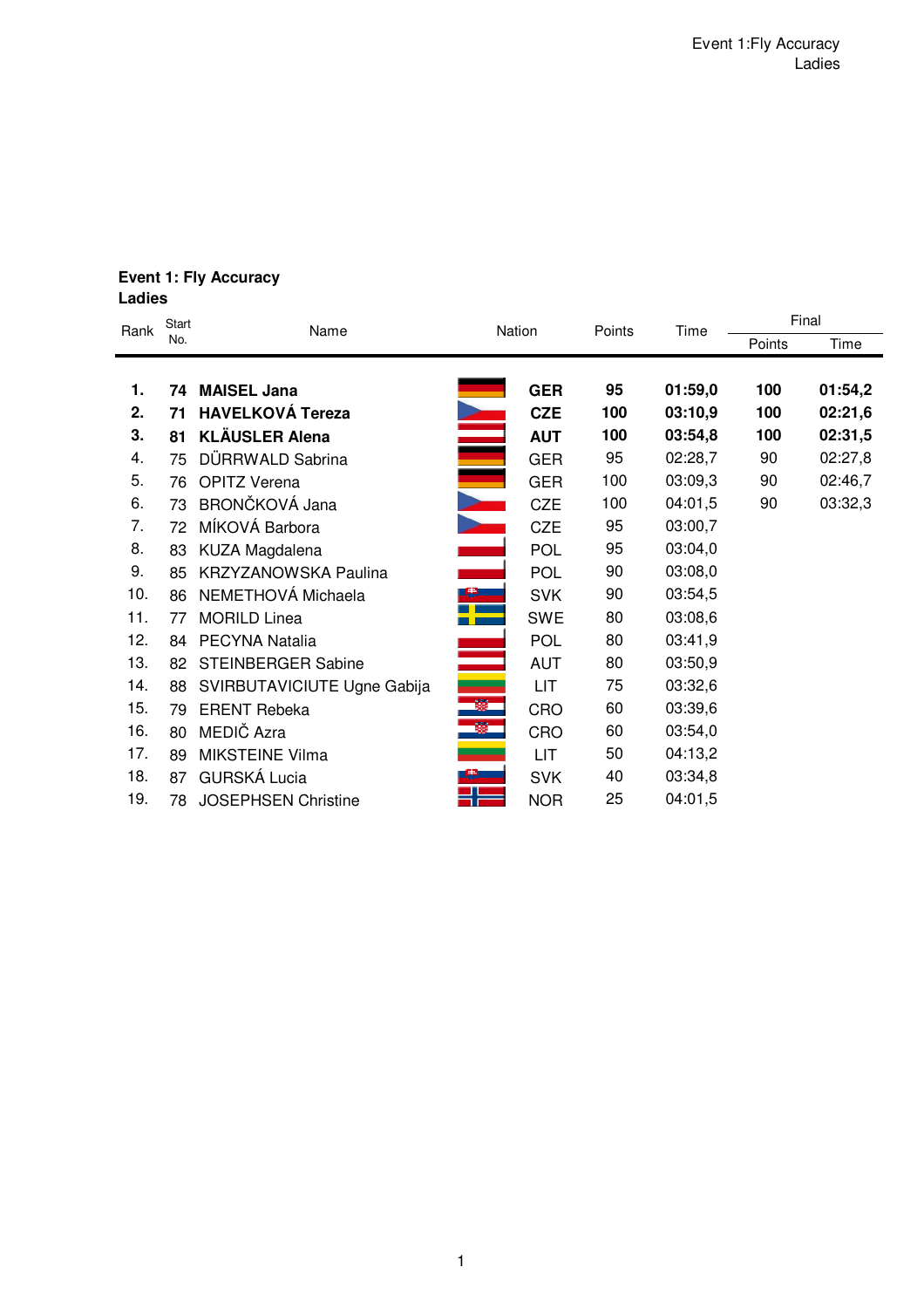## Event 1: Fly Accuracy
### Ladies

| Rank | Start No. | Name | Nation | Points | Time | Final Points | Final Time |
|---|---|---|---|---|---|---|---|
| **1.** | **74** | **MAISEL Jana** | **GER** | **95** | **01:59,0** | **100** | **01:54,2** |
| **2.** | **71** | **HAVELKOVÁ Tereza** | **CZE** | **100** | **03:10,9** | **100** | **02:21,6** |
| **3.** | **81** | **KLÄUSLER Alena** | **AUT** | **100** | **03:54,8** | **100** | **02:31,5** |
| 4. | 75 | DÜRRWALD Sabrina | GER | 95 | 02:28,7 | 90 | 02:27,8 |
| 5. | 76 | OPITZ Verena | GER | 100 | 03:09,3 | 90 | 02:46,7 |
| 6. | 73 | BRONČKOVÁ Jana | CZE | 100 | 04:01,5 | 90 | 03:32,3 |
| 7. | 72 | MÍKOVÁ Barbora | CZE | 95 | 03:00,7 | | |
| 8. | 83 | KUZA Magdalena | POL | 95 | 03:04,0 | | |
| 9. | 85 | KRZYZANOWSKA Paulina | POL | 90 | 03:08,0 | | |
| 10. | 86 | NEMETHOVÁ Michaela | SVK | 90 | 03:54,5 | | |
| 11. | 77 | MORILD Linea | SWE | 80 | 03:08,6 | | |
| 12. | 84 | PECYNA Natalia | POL | 80 | 03:41,9 | | |
| 13. | 82 | STEINBERGER Sabine | AUT | 80 | 03:50,9 | | |
| 14. | 88 | SVIRBUTAVICIUTE Ugne Gabija | LIT | 75 | 03:32,6 | | |
| 15. | 79 | ERENT Rebeka | CRO | 60 | 03:39,6 | | |
| 16. | 80 | MEDIČ Azra | CRO | 60 | 03:54,0 | | |
| 17. | 89 | MIKSTEINE Vilma | LIT | 50 | 04:13,2 | | |
| 18. | 87 | GURSKÁ Lucia | SVK | 40 | 03:34,8 | | |
| 19. | 78 | JOSEPHSEN Christine | NOR | 25 | 04:01,5 | | |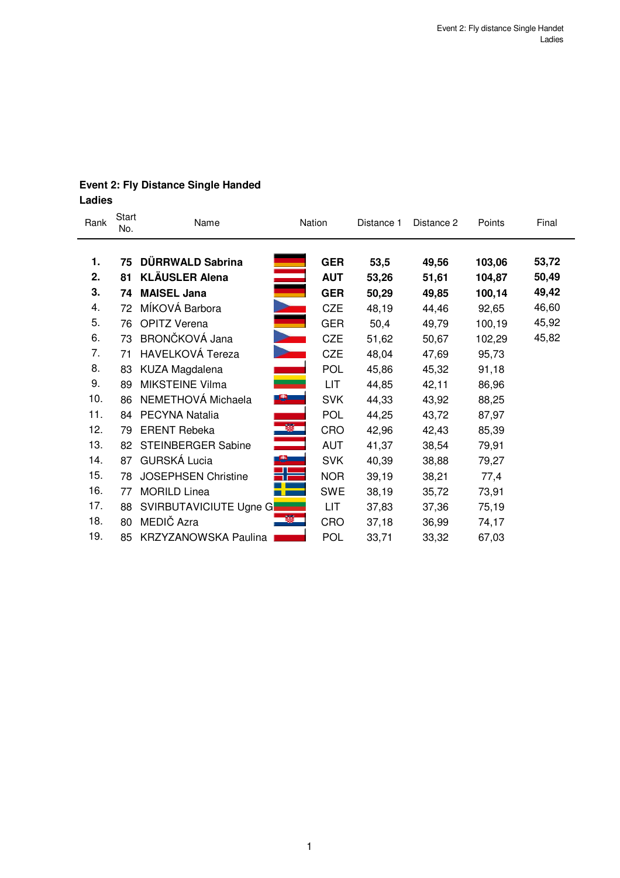## Event 2: Fly Distance Single Handed
### Ladies

| Rank | Start No. | Name | Nation | Distance 1 | Distance 2 | Points | Final |
|---|---|---|---|---|---|---|---|
| **1.** | **75** | **DÜRRWALD Sabrina** | **GER** | **53,5** | **49,56** | **103,06** | **53,72** |
| **2.** | **81** | **KLÄUSLER Alena** | **AUT** | **53,26** | **51,61** | **104,87** | **50,49** |
| **3.** | **74** | **MAISEL Jana** | **GER** | **50,29** | **49,85** | **100,14** | **49,42** |
| 4. | 72 | MÍKOVÁ Barbora | CZE | 48,19 | 44,46 | 92,65 | 46,60 |
| 5. | 76 | OPITZ Verena | GER | 50,4 | 49,79 | 100,19 | 45,92 |
| 6. | 73 | BRONČKOVÁ Jana | CZE | 51,62 | 50,67 | 102,29 | 45,82 |
| 7. | 71 | HAVELKOVÁ Tereza | CZE | 48,04 | 47,69 | 95,73 | |
| 8. | 83 | KUZA Magdalena | POL | 45,86 | 45,32 | 91,18 | |
| 9. | 89 | MIKSTEINE Vilma | LIT | 44,85 | 42,11 | 86,96 | |
| 10. | 86 | NEMETHOVÁ Michaela | SVK | 44,33 | 43,92 | 88,25 | |
| 11. | 84 | PECYNA Natalia | POL | 44,25 | 43,72 | 87,97 | |
| 12. | 79 | ERENT Rebeka | CRO | 42,96 | 42,43 | 85,39 | |
| 13. | 82 | STEINBERGER Sabine | AUT | 41,37 | 38,54 | 79,91 | |
| 14. | 87 | GURSKÁ Lucia | SVK | 40,39 | 38,88 | 79,27 | |
| 15. | 78 | JOSEPHSEN Christine | NOR | 39,19 | 38,21 | 77,4 | |
| 16. | 77 | MORILD Linea | SWE | 38,19 | 35,72 | 73,91 | |
| 17. | 88 | SVIRBUTAVICIUTE Ugne G | LIT | 37,83 | 37,36 | 75,19 | |
| 18. | 80 | MEDIČ Azra | CRO | 37,18 | 36,99 | 74,17 | |
| 19. | 85 | KRZYZANOWSKA Paulina | POL | 33,71 | 33,32 | 67,03 | |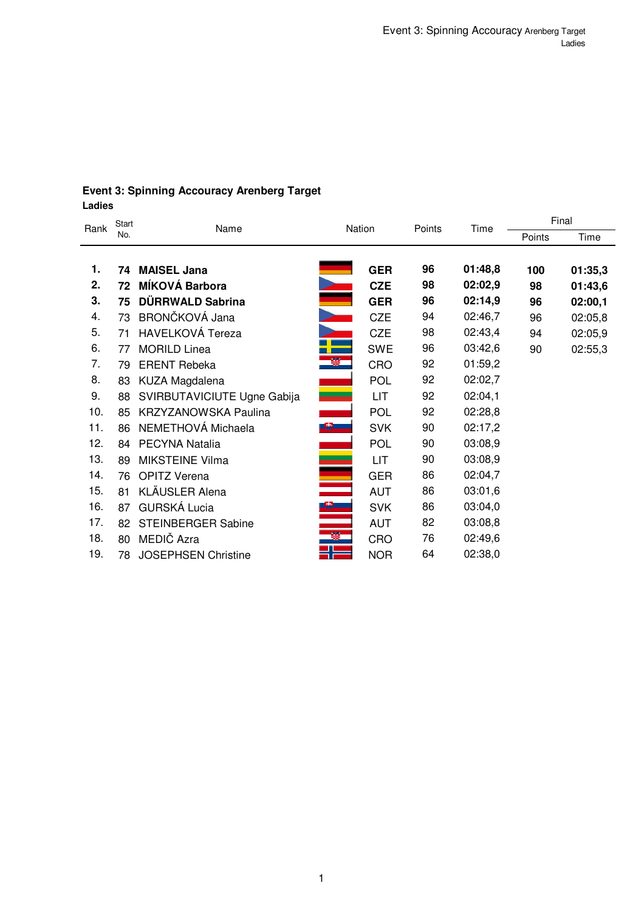## Event 3: Spinning Accouracy Arenberg Target

**Ladies**

| Rank | Start No. | Name | Nation | Points | Time | Final | |
|---|---|---|---|---|---|---|---|
| | | | | | | Points | Time |
| **1.** | **74** | **MAISEL Jana** | **GER** | **96** | **01:48,8** | **100** | **01:35,3** |
| **2.** | **72** | **MÍKOVÁ Barbora** | **CZE** | **98** | **02:02,9** | **98** | **01:43,6** |
| **3.** | **75** | **DÜRRWALD Sabrina** | **GER** | **96** | **02:14,9** | **96** | **02:00,1** |
| 4. | 73 | BRONČKOVÁ Jana | CZE | 94 | 02:46,7 | 96 | 02:05,8 |
| 5. | 71 | HAVELKOVÁ Tereza | CZE | 98 | 02:43,4 | 94 | 02:05,9 |
| 6. | 77 | MORILD Linea | SWE | 96 | 03:42,6 | 90 | 02:55,3 |
| 7. | 79 | ERENT Rebeka | CRO | 92 | 01:59,2 | | |
| 8. | 83 | KUZA Magdalena | POL | 92 | 02:02,7 | | |
| 9. | 88 | SVIRBUTAVICIUTE Ugne Gabija | LIT | 92 | 02:04,1 | | |
| 10. | 85 | KRZYZANOWSKA Paulina | POL | 92 | 02:28,8 | | |
| 11. | 86 | NEMETHOVÁ Michaela | SVK | 90 | 02:17,2 | | |
| 12. | 84 | PECYNA Natalia | POL | 90 | 03:08,9 | | |
| 13. | 89 | MIKSTEINE Vilma | LIT | 90 | 03:08,9 | | |
| 14. | 76 | OPITZ Verena | GER | 86 | 02:04,7 | | |
| 15. | 81 | KLÄUSLER Alena | AUT | 86 | 03:01,6 | | |
| 16. | 87 | GURSKÁ Lucia | SVK | 86 | 03:04,0 | | |
| 17. | 82 | STEINBERGER Sabine | AUT | 82 | 03:08,8 | | |
| 18. | 80 | MEDIČ Azra | CRO | 76 | 02:49,6 | | |
| 19. | 78 | JOSEPHSEN Christine | NOR | 64 | 02:38,0 | | |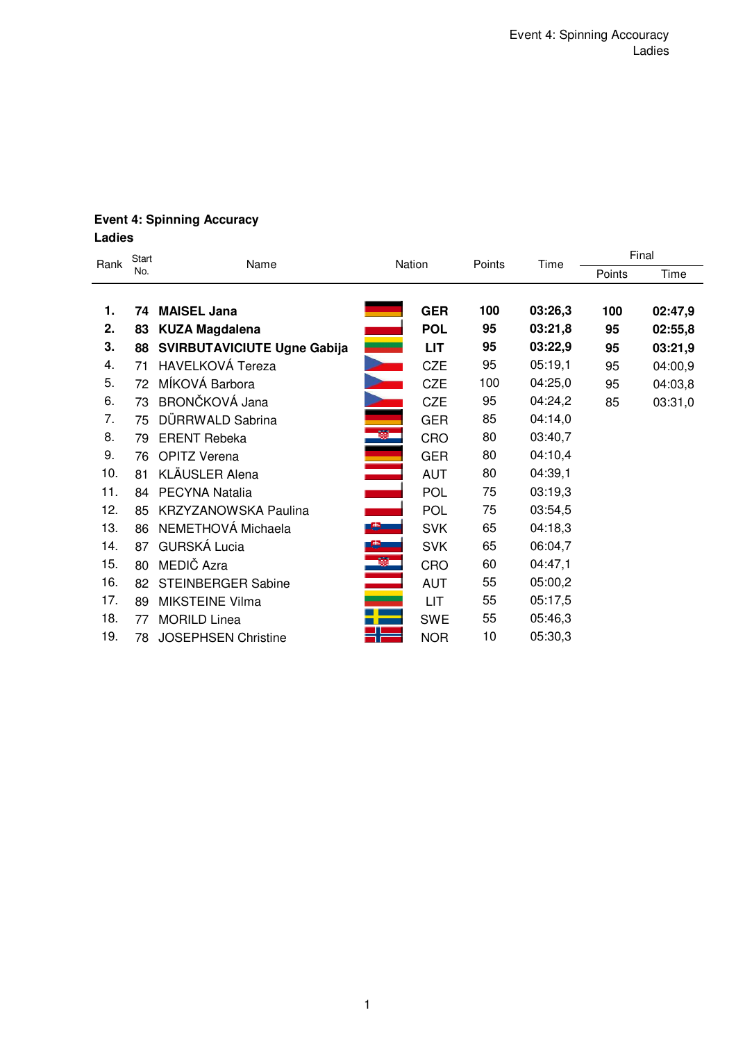**Event 4: Spinning Accuracy**
**Ladies**

| Rank | Start No. | Name | Nation | Points | Time | Final | |
|---|---|---|---|---|---|---|---|
| | | | | | | Points | Time |
| **1.** | **74** | **MAISEL Jana** | **GER** | **100** | **03:26,3** | **100** | **02:47,9** |
| **2.** | **83** | **KUZA Magdalena** | **POL** | **95** | **03:21,8** | **95** | **02:55,8** |
| **3.** | **88** | **SVIRBUTAVICIUTE Ugne Gabija** | **LIT** | **95** | **03:22,9** | **95** | **03:21,9** |
| 4. | 71 | HAVELKOVÁ Tereza | CZE | 95 | 05:19,1 | 95 | 04:00,9 |
| 5. | 72 | MÍKOVÁ Barbora | CZE | 100 | 04:25,0 | 95 | 04:03,8 |
| 6. | 73 | BRONČKOVÁ Jana | CZE | 95 | 04:24,2 | 85 | 03:31,0 |
| 7. | 75 | DÜRRWALD Sabrina | GER | 85 | 04:14,0 | | |
| 8. | 79 | ERENT Rebeka | CRO | 80 | 03:40,7 | | |
| 9. | 76 | OPITZ Verena | GER | 80 | 04:10,4 | | |
| 10. | 81 | KLÄUSLER Alena | AUT | 80 | 04:39,1 | | |
| 11. | 84 | PECYNA Natalia | POL | 75 | 03:19,3 | | |
| 12. | 85 | KRZYZANOWSKA Paulina | POL | 75 | 03:54,5 | | |
| 13. | 86 | NEMETHOVÁ Michaela | SVK | 65 | 04:18,3 | | |
| 14. | 87 | GURSKÁ Lucia | SVK | 65 | 06:04,7 | | |
| 15. | 80 | MEDIČ Azra | CRO | 60 | 04:47,1 | | |
| 16. | 82 | STEINBERGER Sabine | AUT | 55 | 05:00,2 | | |
| 17. | 89 | MIKSTEINE Vilma | LIT | 55 | 05:17,5 | | |
| 18. | 77 | MORILD Linea | SWE | 55 | 05:46,3 | | |
| 19. | 78 | JOSEPHSEN Christine | NOR | 10 | 05:30,3 | | |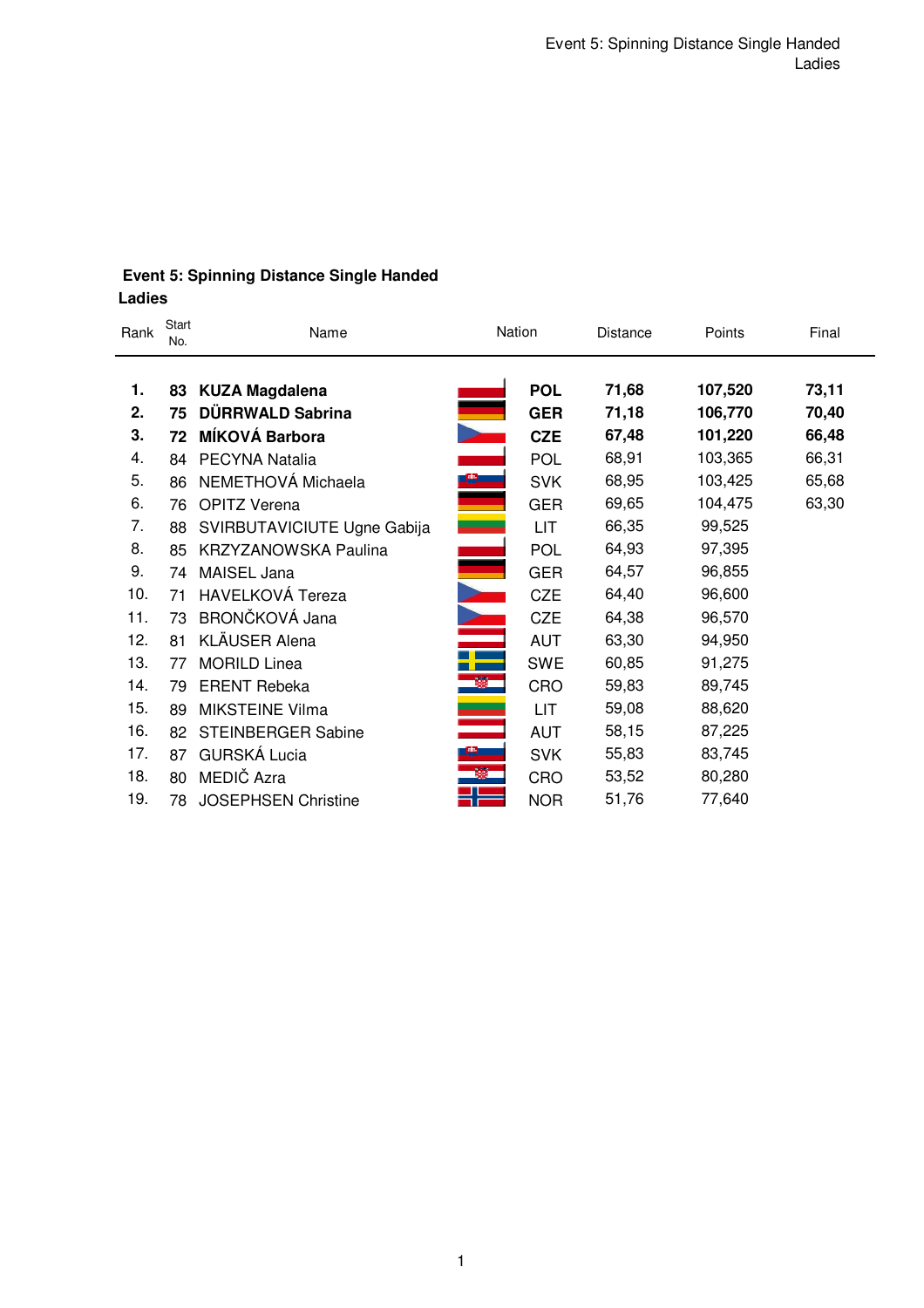## Event 5: Spinning Distance Single Handed
### Ladies

| Rank | Start No. | Name | Nation | Distance | Points | Final |
|---|---|---|---|---|---|---|
| **1.** | **83** | **KUZA Magdalena** | **POL** | **71,68** | **107,520** | **73,11** |
| **2.** | **75** | **DÜRRWALD Sabrina** | **GER** | **71,18** | **106,770** | **70,40** |
| **3.** | **72** | **MÍKOVÁ Barbora** | **CZE** | **67,48** | **101,220** | **66,48** |
| 4. | 84 | PECYNA Natalia | POL | 68,91 | 103,365 | 66,31 |
| 5. | 86 | NEMETHOVÁ Michaela | SVK | 68,95 | 103,425 | 65,68 |
| 6. | 76 | OPITZ Verena | GER | 69,65 | 104,475 | 63,30 |
| 7. | 88 | SVIRBUTAVICIUTE Ugne Gabija | LIT | 66,35 | 99,525 | |
| 8. | 85 | KRZYZANOWSKA Paulina | POL | 64,93 | 97,395 | |
| 9. | 74 | MAISEL Jana | GER | 64,57 | 96,855 | |
| 10. | 71 | HAVELKOVÁ Tereza | CZE | 64,40 | 96,600 | |
| 11. | 73 | BRONČKOVÁ Jana | CZE | 64,38 | 96,570 | |
| 12. | 81 | KLÄUSER Alena | AUT | 63,30 | 94,950 | |
| 13. | 77 | MORILD Linea | SWE | 60,85 | 91,275 | |
| 14. | 79 | ERENT Rebeka | CRO | 59,83 | 89,745 | |
| 15. | 89 | MIKSTEINE Vilma | LIT | 59,08 | 88,620 | |
| 16. | 82 | STEINBERGER Sabine | AUT | 58,15 | 87,225 | |
| 17. | 87 | GURSKÁ Lucia | SVK | 55,83 | 83,745 | |
| 18. | 80 | MEDIČ Azra | CRO | 53,52 | 80,280 | |
| 19. | 78 | JOSEPHSEN Christine | NOR | 51,76 | 77,640 | |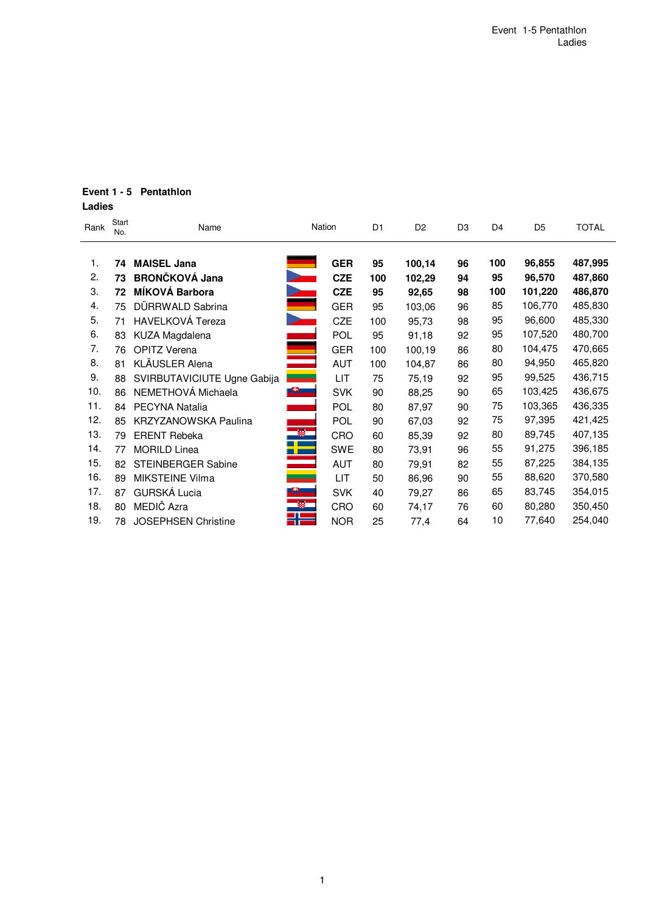## Event 1 - 5 Pentathlon
**Ladies**

| Rank | Start No. | Name | Nation | D1 | D2 | D3 | D4 | D5 | TOTAL |
|---|---|---|---|---|---|---|---|---|---|
| 1. | **74** | **MAISEL Jana** | **GER** | **95** | **100,14** | **96** | **100** | **96,855** | **487,995** |
| 2. | **73** | **BRONČKOVÁ Jana** | **CZE** | **100** | **102,29** | **94** | **95** | **96,570** | **487,860** |
| 3. | **72** | **MÍKOVÁ Barbora** | **CZE** | **95** | **92,65** | **98** | **100** | **101,220** | **486,870** |
| 4. | 75 | DÜRRWALD Sabrina | GER | 95 | 103,06 | 96 | 85 | 106,770 | 485,830 |
| 5. | 71 | HAVELKOVÁ Tereza | CZE | 100 | 95,73 | 98 | 95 | 96,600 | 485,330 |
| 6. | 83 | KUZA Magdalena | POL | 95 | 91,18 | 92 | 95 | 107,520 | 480,700 |
| 7. | 76 | OPITZ Verena | GER | 100 | 100,19 | 86 | 80 | 104,475 | 470,665 |
| 8. | 81 | KLÄUSLER Alena | AUT | 100 | 104,87 | 86 | 80 | 94,950 | 465,820 |
| 9. | 88 | SVIRBUTAVICIUTE Ugne Gabija | LIT | 75 | 75,19 | 92 | 95 | 99,525 | 436,715 |
| 10. | 86 | NEMETHOVÁ Michaela | SVK | 90 | 88,25 | 90 | 65 | 103,425 | 436,675 |
| 11. | 84 | PECYNA Natalia | POL | 80 | 87,97 | 90 | 75 | 103,365 | 436,335 |
| 12. | 85 | KRZYZANOWSKA Paulina | POL | 90 | 67,03 | 92 | 75 | 97,395 | 421,425 |
| 13. | 79 | ERENT Rebeka | CRO | 60 | 85,39 | 92 | 80 | 89,745 | 407,135 |
| 14. | 77 | MORILD Linea | SWE | 80 | 73,91 | 96 | 55 | 91,275 | 396,185 |
| 15. | 82 | STEINBERGER Sabine | AUT | 80 | 79,91 | 82 | 55 | 87,225 | 384,135 |
| 16. | 89 | MIKSTEINE Vilma | LIT | 50 | 86,96 | 90 | 55 | 88,620 | 370,580 |
| 17. | 87 | GURSKÁ Lucia | SVK | 40 | 79,27 | 86 | 65 | 83,745 | 354,015 |
| 18. | 80 | MEDIČ Azra | CRO | 60 | 74,17 | 76 | 60 | 80,280 | 350,450 |
| 19. | 78 | JOSEPHSEN Christine | NOR | 25 | 77,4 | 64 | 10 | 77,640 | 254,040 |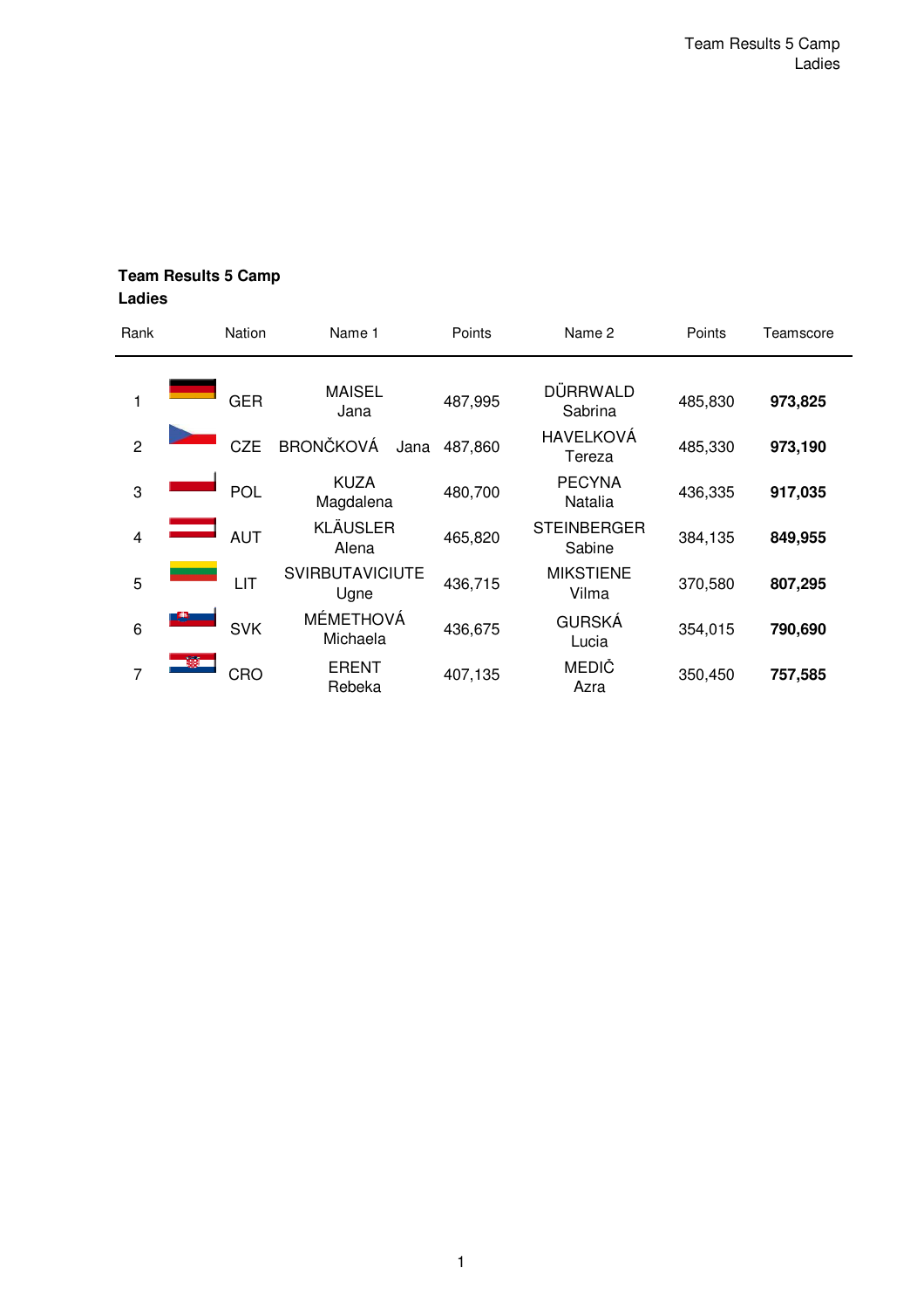**Team Results 5 Camp**
**Ladies**

| Rank | Nation | Name 1 | Points | Name 2 | Points | Teamscore |
|---|---|---|---|---|---|---|
| 1 | GER | MAISEL Jana | 487,995 | DÜRRWALD Sabrina | 485,830 | **973,825** |
| 2 | CZE | BRONČKOVÁ Jana | 487,860 | HAVELKOVÁ Tereza | 485,330 | **973,190** |
| 3 | POL | KUZA Magdalena | 480,700 | PECYNA Natalia | 436,335 | **917,035** |
| 4 | AUT | KLÄUSLER Alena | 465,820 | STEINBERGER Sabine | 384,135 | **849,955** |
| 5 | LIT | SVIRBUTAVICIUTE Ugne | 436,715 | MIKSTIENE Vilma | 370,580 | **807,295** |
| 6 | SVK | MÉMETHOVÁ Michaela | 436,675 | GURSKÁ Lucia | 354,015 | **790,690** |
| 7 | CRO | ERENT Rebeka | 407,135 | MEDIĆ Azra | 350,450 | **757,585** |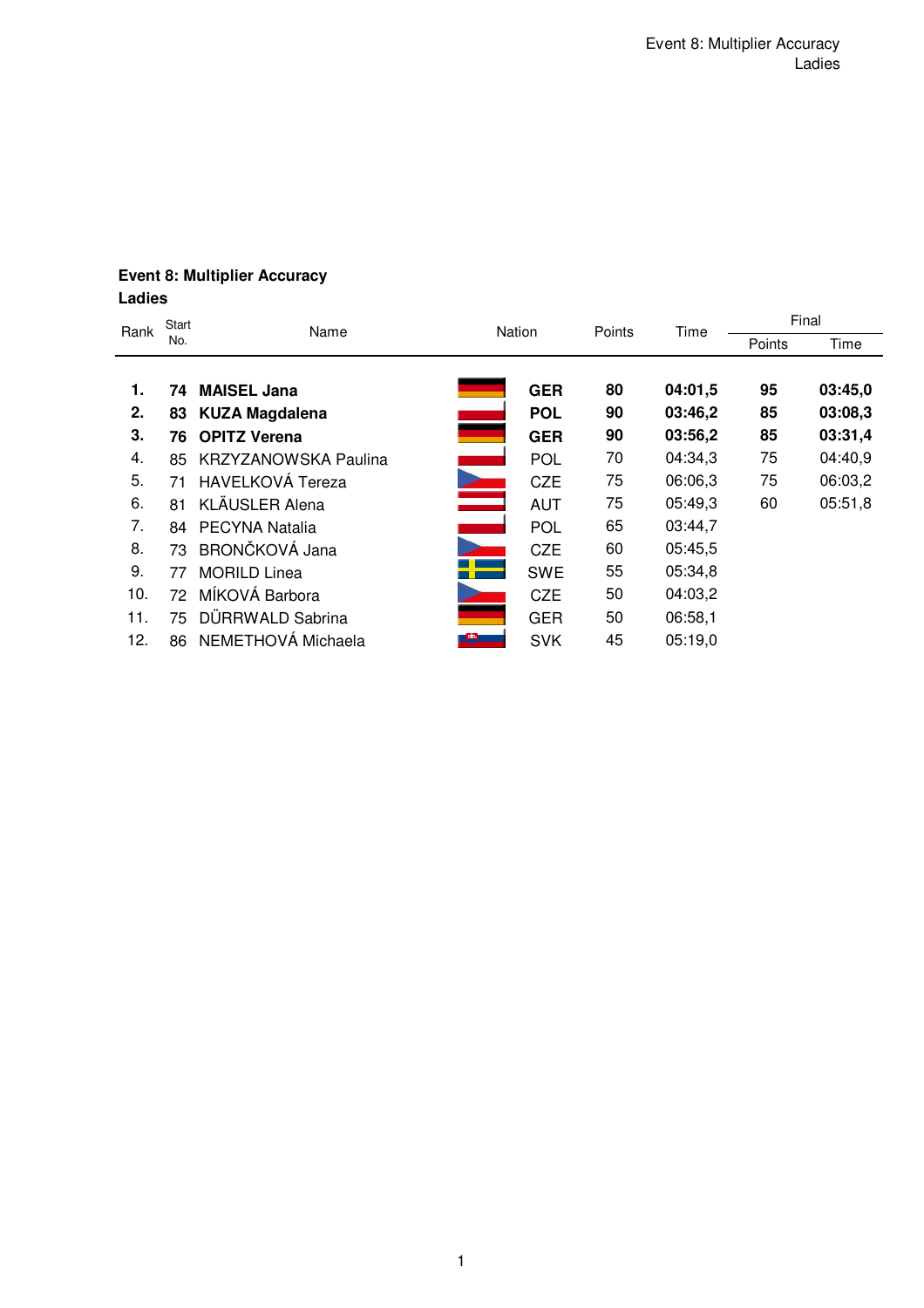## Event 8: Multiplier Accuracy
## Ladies

| Rank | Start No. | Name | Nation | Points | Time | Final | |
|---|---|---|---|---|---|---|---|
| | | | | | | Points | Time |
| **1.** | **74** | **MAISEL Jana** | **GER** | **80** | **04:01,5** | **95** | **03:45,0** |
| **2.** | **83** | **KUZA Magdalena** | **POL** | **90** | **03:46,2** | **85** | **03:08,3** |
| **3.** | **76** | **OPITZ Verena** | **GER** | **90** | **03:56,2** | **85** | **03:31,4** |
| 4. | 85 | KRZYZANOWSKA Paulina | POL | 70 | 04:34,3 | 75 | 04:40,9 |
| 5. | 71 | HAVELKOVÁ Tereza | CZE | 75 | 06:06,3 | 75 | 06:03,2 |
| 6. | 81 | KLÄUSLER Alena | AUT | 75 | 05:49,3 | 60 | 05:51,8 |
| 7. | 84 | PECYNA Natalia | POL | 65 | 03:44,7 | | |
| 8. | 73 | BRONČKOVÁ Jana | CZE | 60 | 05:45,5 | | |
| 9. | 77 | MORILD Linea | SWE | 55 | 05:34,8 | | |
| 10. | 72 | MÍKOVÁ Barbora | CZE | 50 | 04:03,2 | | |
| 11. | 75 | DÜRRWALD Sabrina | GER | 50 | 06:58,1 | | |
| 12. | 86 | NEMETHOVÁ Michaela | SVK | 45 | 05:19,0 | | |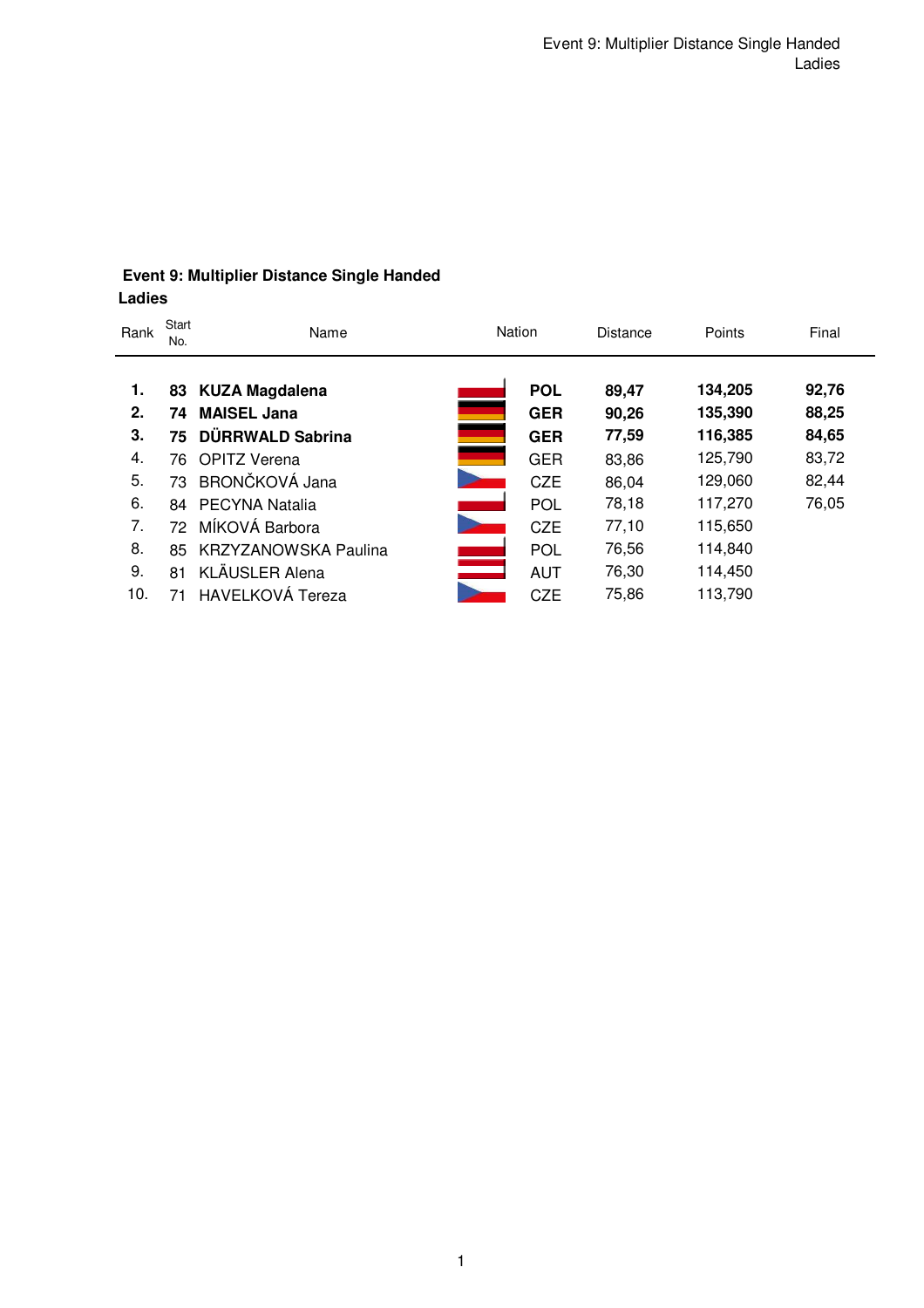**Event 9: Multiplier Distance Single Handed**
**Ladies**

| Rank | Start No. | Name | Nation | Distance | Points | Final |
|---|---|---|---|---|---|---|
| **1.** | **83** | **KUZA Magdalena** | **POL** | **89,47** | **134,205** | **92,76** |
| **2.** | **74** | **MAISEL Jana** | **GER** | **90,26** | **135,390** | **88,25** |
| **3.** | **75** | **DÜRRWALD Sabrina** | **GER** | **77,59** | **116,385** | **84,65** |
| 4. | 76 | OPITZ Verena | GER | 83,86 | 125,790 | 83,72 |
| 5. | 73 | BRONČKOVÁ Jana | CZE | 86,04 | 129,060 | 82,44 |
| 6. | 84 | PECYNA Natalia | POL | 78,18 | 117,270 | 76,05 |
| 7. | 72 | MÍKOVÁ Barbora | CZE | 77,10 | 115,650 | |
| 8. | 85 | KRZYZANOWSKA Paulina | POL | 76,56 | 114,840 | |
| 9. | 81 | KLÄUSLER Alena | AUT | 76,30 | 114,450 | |
| 10. | 71 | HAVELKOVÁ Tereza | CZE | 75,86 | 113,790 | |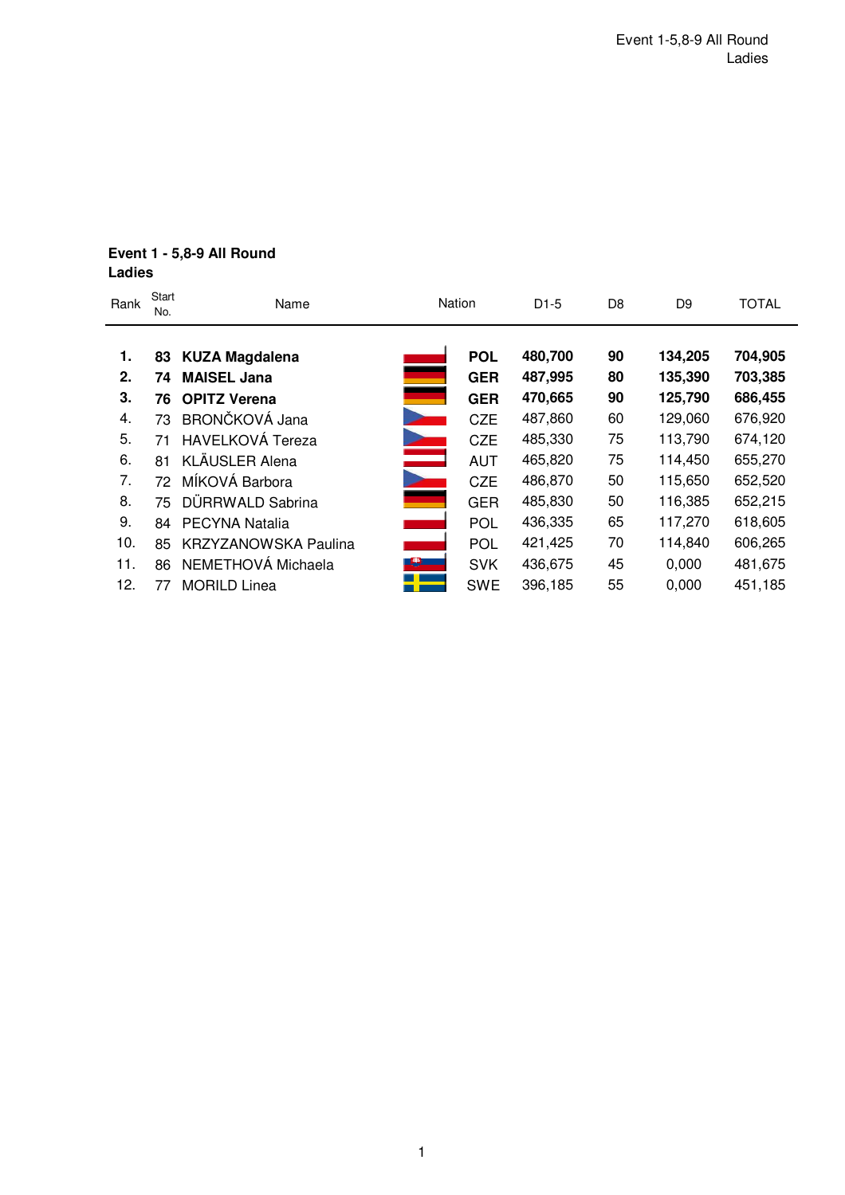**Event 1 - 5,8-9 All Round**
**Ladies**

| Rank | Start No. | Name | Nation | D1-5 | D8 | D9 | TOTAL |
|---|---|---|---|---|---|---|---|
| **1.** | **83** | **KUZA Magdalena** | **POL** | **480,700** | **90** | **134,205** | **704,905** |
| **2.** | **74** | **MAISEL Jana** | **GER** | **487,995** | **80** | **135,390** | **703,385** |
| **3.** | **76** | **OPITZ Verena** | **GER** | **470,665** | **90** | **125,790** | **686,455** |
| 4. | 73 | BRONČKOVÁ Jana | CZE | 487,860 | 60 | 129,060 | 676,920 |
| 5. | 71 | HAVELKOVÁ Tereza | CZE | 485,330 | 75 | 113,790 | 674,120 |
| 6. | 81 | KLÄUSLER Alena | AUT | 465,820 | 75 | 114,450 | 655,270 |
| 7. | 72 | MÍKOVÁ Barbora | CZE | 486,870 | 50 | 115,650 | 652,520 |
| 8. | 75 | DÜRRWALD Sabrina | GER | 485,830 | 50 | 116,385 | 652,215 |
| 9. | 84 | PECYNA Natalia | POL | 436,335 | 65 | 117,270 | 618,605 |
| 10. | 85 | KRZYZANOWSKA Paulina | POL | 421,425 | 70 | 114,840 | 606,265 |
| 11. | 86 | NEMETHOVÁ Michaela | SVK | 436,675 | 45 | 0,000 | 481,675 |
| 12. | 77 | MORILD Linea | SWE | 396,185 | 55 | 0,000 | 451,185 |